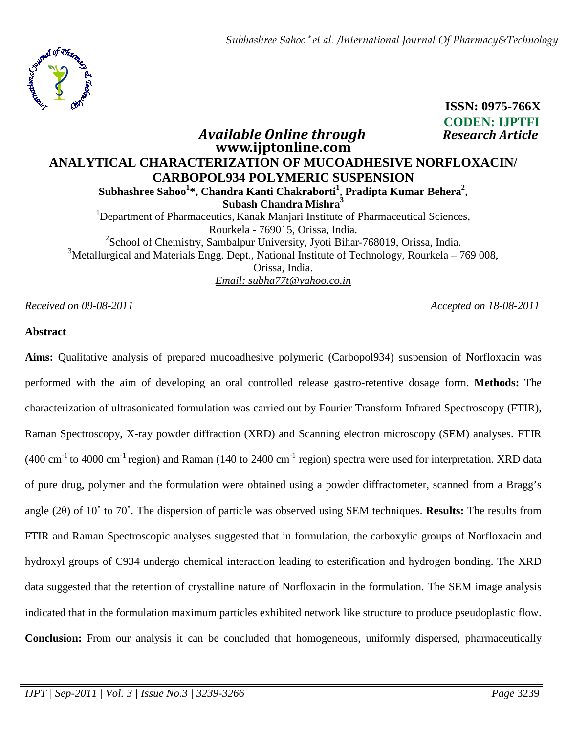**ISSN: 0975-766X**
**CODEN: IJPTFI**

*Available Online through* *Research Article*

**www.ijptonline.com**

# ANALYTICAL CHARACTERIZATION OF MUCOADHESIVE NORFLOXACIN/ CARBOPOL934 POLYMERIC SUSPENSION

**Subhashree Sahoo[1]\*, Chandra Kanti Chakraborti[1], Pradipta Kumar Behera[2], Subash Chandra Mishra[3]**

[1]Department of Pharmaceutics, Kanak Manjari Institute of Pharmaceutical Sciences, Rourkela - 769015, Orissa, India.

[2]School of Chemistry, Sambalpur University, Jyoti Bihar-768019, Orissa, India.

[3]Metallurgical and Materials Engg. Dept., National Institute of Technology, Rourkela – 769 008, Orissa, India.

*Email: subha77t@yahoo.co.in*

*Received on 09-08-2011* *Accepted on 18-08-2011*

## Abstract

**Aims:** Qualitative analysis of prepared mucoadhesive polymeric (Carbopol934) suspension of Norfloxacin was performed with the aim of developing an oral controlled release gastro-retentive dosage form. **Methods:** The characterization of ultrasonicated formulation was carried out by Fourier Transform Infrared Spectroscopy (FTIR), Raman Spectroscopy, X-ray powder diffraction (XRD) and Scanning electron microscopy (SEM) analyses. FTIR (400 $cm^{-1}$ to 4000 $cm^{-1}$ region) and Raman (140 to 2400 $cm^{-1}$ region) spectra were used for interpretation. XRD data of pure drug, polymer and the formulation were obtained using a powder diffractometer, scanned from a Bragg's angle (2θ) of 10˚ to 70˚. The dispersion of particle was observed using SEM techniques. **Results:** The results from FTIR and Raman Spectroscopic analyses suggested that in formulation, the carboxylic groups of Norfloxacin and hydroxyl groups of C934 undergo chemical interaction leading to esterification and hydrogen bonding. The XRD data suggested that the retention of crystalline nature of Norfloxacin in the formulation. The SEM image analysis indicated that in the formulation maximum particles exhibited network like structure to produce pseudoplastic flow. **Conclusion:** From our analysis it can be concluded that homogeneous, uniformly dispersed, pharmaceutically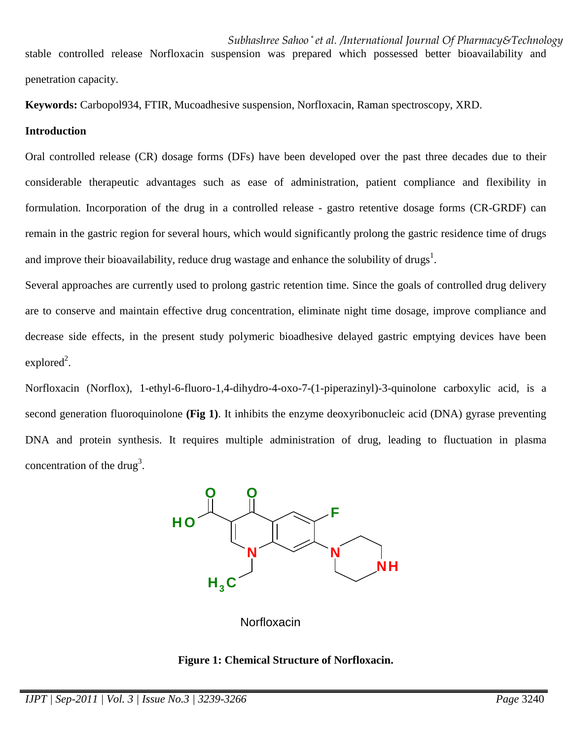stable controlled release Norfloxacin suspension was prepared which possessed better bioavailability and penetration capacity.

**Keywords:** Carbopol934, FTIR, Mucoadhesive suspension, Norfloxacin, Raman spectroscopy, XRD.

**Introduction**

Oral controlled release (CR) dosage forms (DFs) have been developed over the past three decades due to their considerable therapeutic advantages such as ease of administration, patient compliance and flexibility in formulation. Incorporation of the drug in a controlled release - gastro retentive dosage forms (CR-GRDF) can remain in the gastric region for several hours, which would significantly prolong the gastric residence time of drugs and improve their bioavailability, reduce drug wastage and enhance the solubility of drugs[1].

Several approaches are currently used to prolong gastric retention time. Since the goals of controlled drug delivery are to conserve and maintain effective drug concentration, eliminate night time dosage, improve compliance and decrease side effects, in the present study polymeric bioadhesive delayed gastric emptying devices have been explored[2].

Norfloxacin (Norflox), 1-ethyl-6-fluoro-1,4-dihydro-4-oxo-7-(1-piperazinyl)-3-quinolone carboxylic acid, is a second generation fluoroquinolone **(Fig 1)**. It inhibits the enzyme deoxyribonucleic acid (DNA) gyrase preventing DNA and protein synthesis. It requires multiple administration of drug, leading to fluctuation in plasma concentration of the drug[3].

Norfloxacin

**Figure 1: Chemical Structure of Norfloxacin.**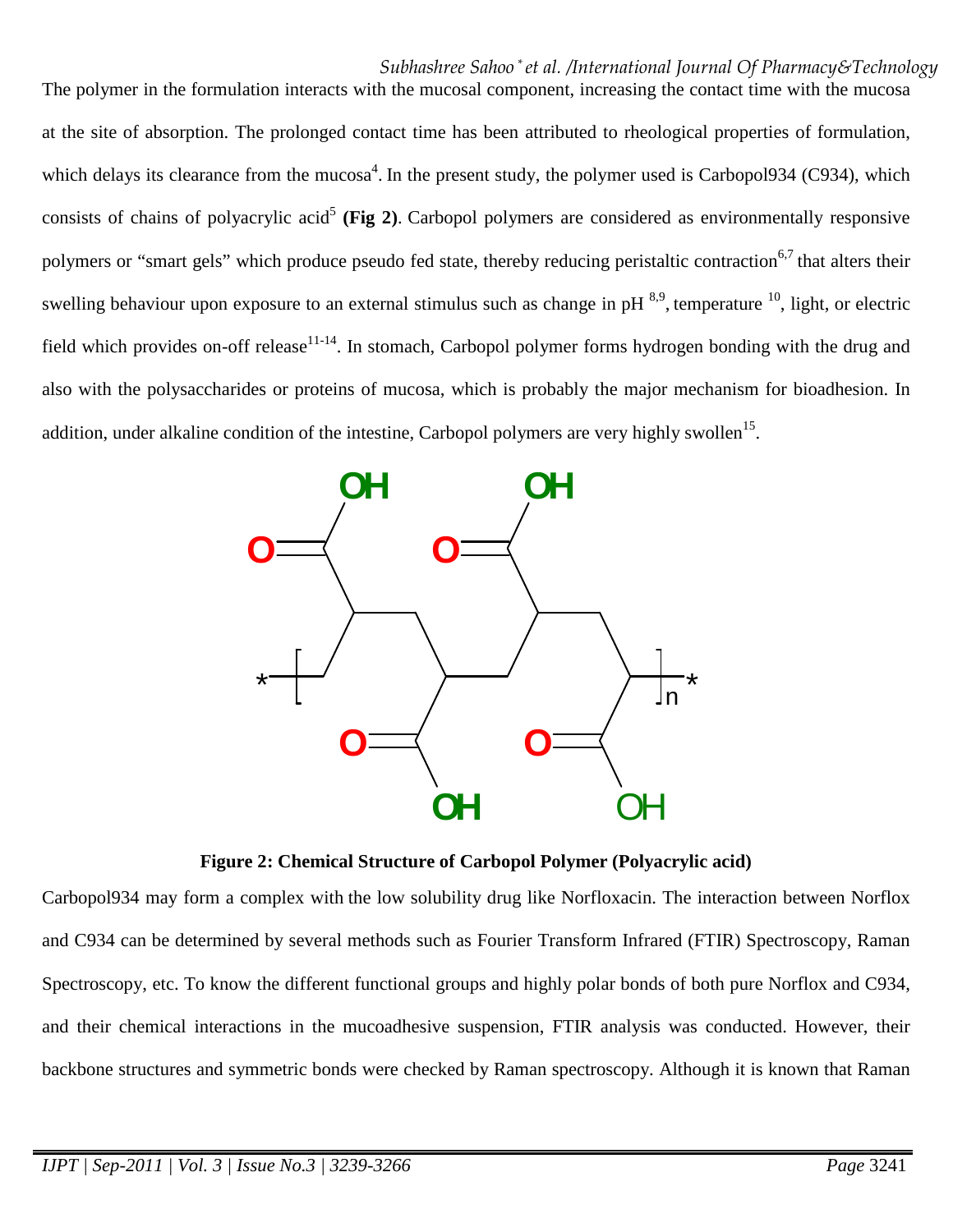The polymer in the formulation interacts with the mucosal component, increasing the contact time with the mucosa at the site of absorption. The prolonged contact time has been attributed to rheological properties of formulation, which delays its clearance from the mucosa[4]. In the present study, the polymer used is Carbopol934 (C934), which consists of chains of polyacrylic acid[5] **(Fig 2)**. Carbopol polymers are considered as environmentally responsive polymers or "smart gels" which produce pseudo fed state, thereby reducing peristaltic contraction[6,7] that alters their swelling behaviour upon exposure to an external stimulus such as change in pH [8,9], temperature [10], light, or electric field which provides on-off release[11-14]. In stomach, Carbopol polymer forms hydrogen bonding with the drug and also with the polysaccharides or proteins of mucosa, which is probably the major mechanism for bioadhesion. In addition, under alkaline condition of the intestine, Carbopol polymers are very highly swollen[15].

**Figure 2: Chemical Structure of Carbopol Polymer (Polyacrylic acid)**

Carbopol934 may form a complex with the low solubility drug like Norfloxacin. The interaction between Norflox and C934 can be determined by several methods such as Fourier Transform Infrared (FTIR) Spectroscopy, Raman Spectroscopy, etc. To know the different functional groups and highly polar bonds of both pure Norflox and C934, and their chemical interactions in the mucoadhesive suspension, FTIR analysis was conducted. However, their backbone structures and symmetric bonds were checked by Raman spectroscopy. Although it is known that Raman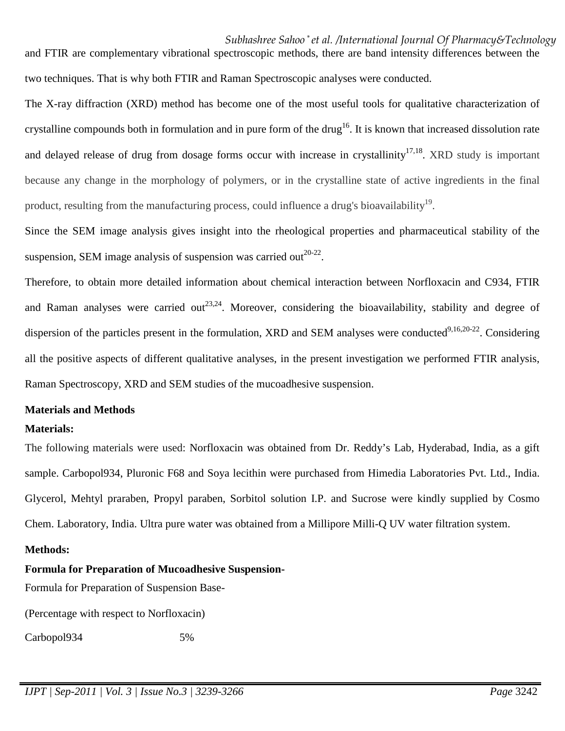and FTIR are complementary vibrational spectroscopic methods, there are band intensity differences between the two techniques. That is why both FTIR and Raman Spectroscopic analyses were conducted.

The X-ray diffraction (XRD) method has become one of the most useful tools for qualitative characterization of crystalline compounds both in formulation and in pure form of the drug[16]. It is known that increased dissolution rate and delayed release of drug from dosage forms occur with increase in crystallinity[17,18]. XRD study is important because any change in the morphology of polymers, or in the crystalline state of active ingredients in the final product, resulting from the manufacturing process, could influence a drug's bioavailability[19].

Since the SEM image analysis gives insight into the rheological properties and pharmaceutical stability of the suspension, SEM image analysis of suspension was carried out[20-22].

Therefore, to obtain more detailed information about chemical interaction between Norfloxacin and C934, FTIR and Raman analyses were carried out[23,24]. Moreover, considering the bioavailability, stability and degree of dispersion of the particles present in the formulation, XRD and SEM analyses were conducted[9,16,20-22]. Considering all the positive aspects of different qualitative analyses, in the present investigation we performed FTIR analysis, Raman Spectroscopy, XRD and SEM studies of the mucoadhesive suspension.

## Materials and Methods

### Materials:

The following materials were used: Norfloxacin was obtained from Dr. Reddy's Lab, Hyderabad, India, as a gift sample. Carbopol934, Pluronic F68 and Soya lecithin were purchased from Himedia Laboratories Pvt. Ltd., India. Glycerol, Mehtyl praraben, Propyl paraben, Sorbitol solution I.P. and Sucrose were kindly supplied by Cosmo Chem. Laboratory, India. Ultra pure water was obtained from a Millipore Milli-Q UV water filtration system.

### Methods:

**Formula for Preparation of Mucoadhesive Suspension-**

Formula for Preparation of Suspension Base-

(Percentage with respect to Norfloxacin)

Carbopol934 5%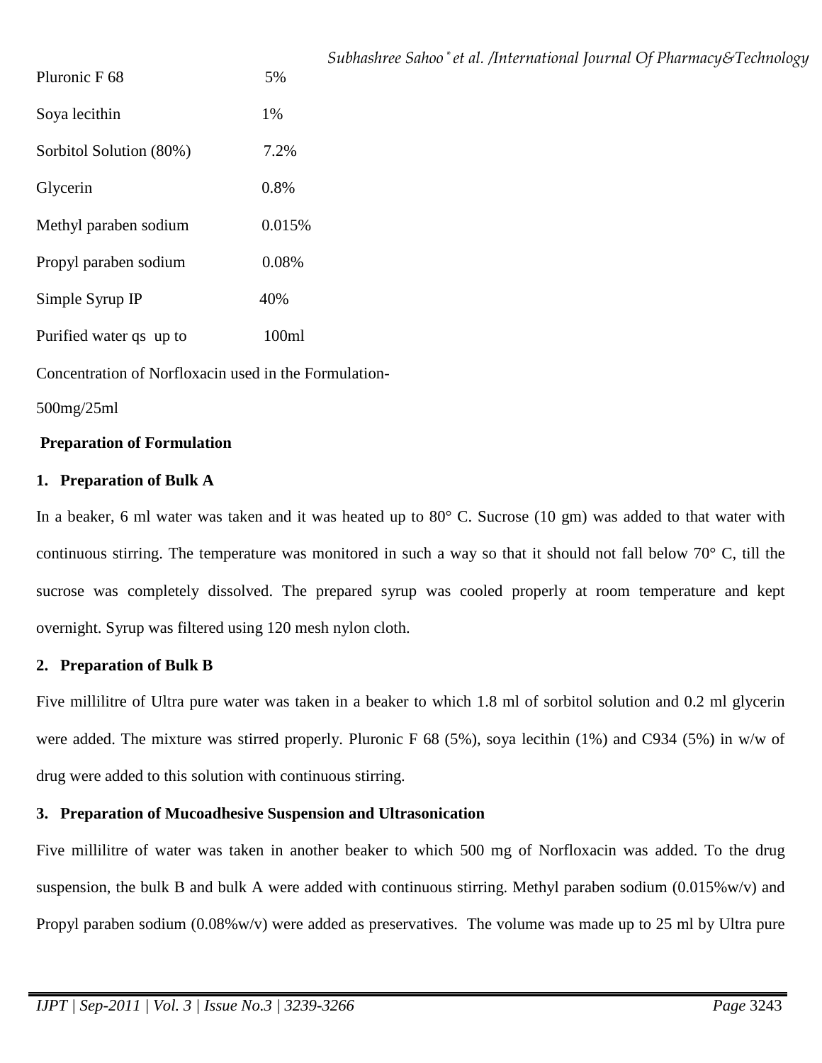| | |
|---|---|
| Pluronic F 68 | 5% |
| Soya lecithin | 1% |
| Sorbitol Solution (80%) | 7.2% |
| Glycerin | 0.8% |
| Methyl paraben sodium | 0.015% |
| Propyl paraben sodium | 0.08% |
| Simple Syrup IP | 40% |
| Purified water qs up to | 100ml |

Concentration of Norfloxacin used in the Formulation-

500mg/25ml

**Preparation of Formulation**

**1. Preparation of Bulk A**

In a beaker, 6 ml water was taken and it was heated up to 80° C. Sucrose (10 gm) was added to that water with continuous stirring. The temperature was monitored in such a way so that it should not fall below 70° C, till the sucrose was completely dissolved. The prepared syrup was cooled properly at room temperature and kept overnight. Syrup was filtered using 120 mesh nylon cloth.

**2. Preparation of Bulk B**

Five millilitre of Ultra pure water was taken in a beaker to which 1.8 ml of sorbitol solution and 0.2 ml glycerin were added. The mixture was stirred properly. Pluronic F 68 (5%), soya lecithin (1%) and C934 (5%) in w/w of drug were added to this solution with continuous stirring.

**3. Preparation of Mucoadhesive Suspension and Ultrasonication**

Five millilitre of water was taken in another beaker to which 500 mg of Norfloxacin was added. To the drug suspension, the bulk B and bulk A were added with continuous stirring. Methyl paraben sodium (0.015%w/v) and Propyl paraben sodium (0.08%w/v) were added as preservatives. The volume was made up to 25 ml by Ultra pure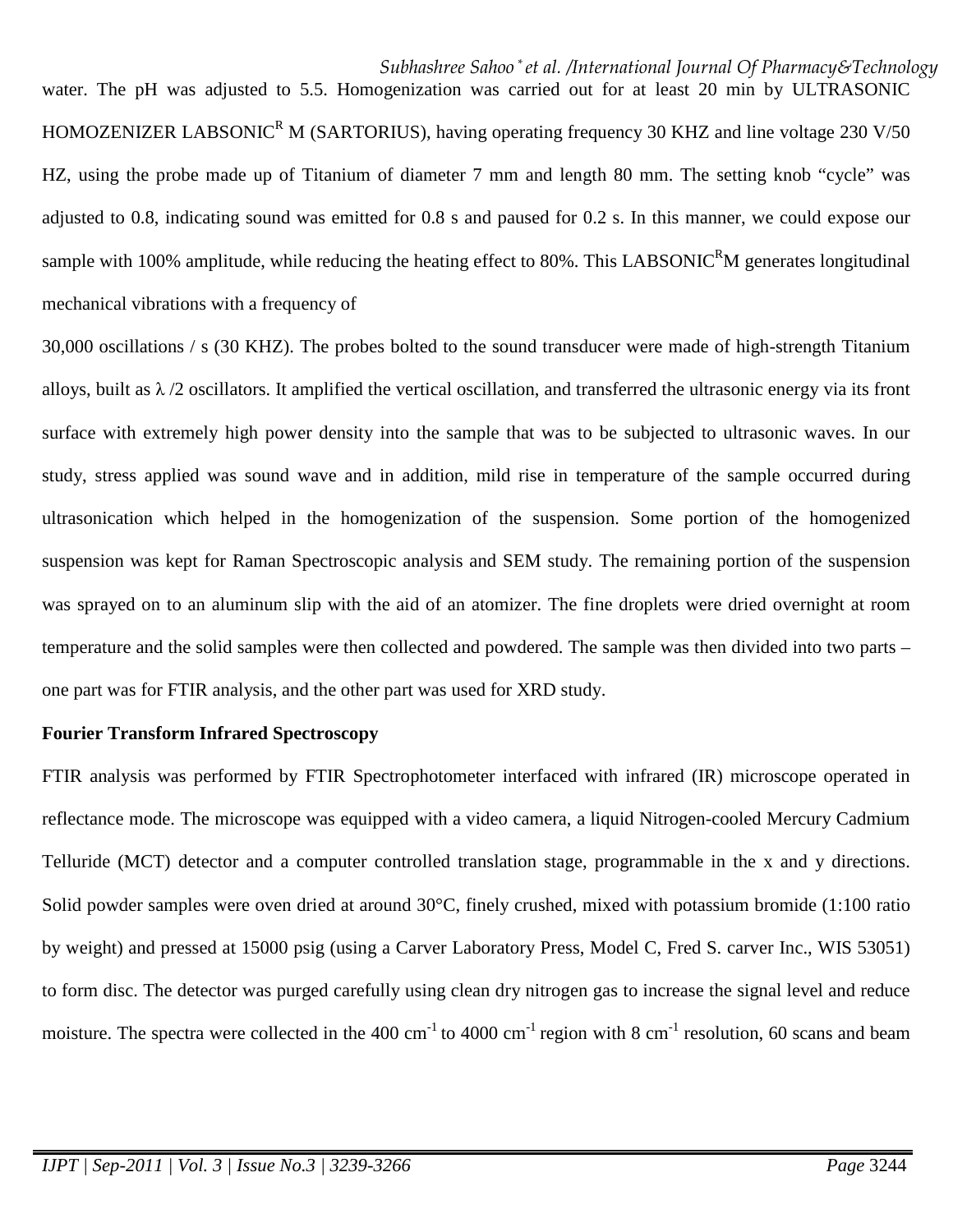water. The pH was adjusted to 5.5. Homogenization was carried out for at least 20 min by ULTRASONIC HOMOZENIZER LABSONIC$^{R}$ M (SARTORIUS), having operating frequency 30 KHZ and line voltage 230 V/50 HZ, using the probe made up of Titanium of diameter 7 mm and length 80 mm. The setting knob "cycle" was adjusted to 0.8, indicating sound was emitted for 0.8 s and paused for 0.2 s. In this manner, we could expose our sample with 100% amplitude, while reducing the heating effect to 80%. This LABSONIC$^{R}$M generates longitudinal mechanical vibrations with a frequency of

30,000 oscillations / s (30 KHZ). The probes bolted to the sound transducer were made of high-strength Titanium alloys, built as $\lambda$ /2 oscillators. It amplified the vertical oscillation, and transferred the ultrasonic energy via its front surface with extremely high power density into the sample that was to be subjected to ultrasonic waves. In our study, stress applied was sound wave and in addition, mild rise in temperature of the sample occurred during ultrasonication which helped in the homogenization of the suspension. Some portion of the homogenized suspension was kept for Raman Spectroscopic analysis and SEM study. The remaining portion of the suspension was sprayed on to an aluminum slip with the aid of an atomizer. The fine droplets were dried overnight at room temperature and the solid samples were then collected and powdered. The sample was then divided into two parts – one part was for FTIR analysis, and the other part was used for XRD study.

**Fourier Transform Infrared Spectroscopy**

FTIR analysis was performed by FTIR Spectrophotometer interfaced with infrared (IR) microscope operated in reflectance mode. The microscope was equipped with a video camera, a liquid Nitrogen-cooled Mercury Cadmium Telluride (MCT) detector and a computer controlled translation stage, programmable in the x and y directions. Solid powder samples were oven dried at around 30°C, finely crushed, mixed with potassium bromide (1:100 ratio by weight) and pressed at 15000 psig (using a Carver Laboratory Press, Model C, Fred S. carver Inc., WIS 53051) to form disc. The detector was purged carefully using clean dry nitrogen gas to increase the signal level and reduce moisture. The spectra were collected in the 400 $cm^{-1}$ to 4000 $cm^{-1}$ region with 8 $cm^{-1}$ resolution, 60 scans and beam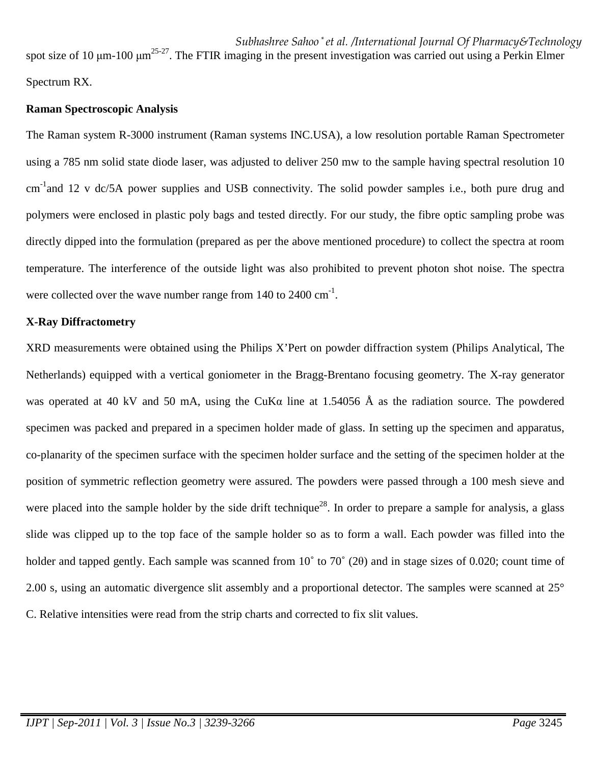spot size of 10 μm-100 μm[25-27]. The FTIR imaging in the present investigation was carried out using a Perkin Elmer Spectrum RX.

**Raman Spectroscopic Analysis**

The Raman system R-3000 instrument (Raman systems INC.USA), a low resolution portable Raman Spectrometer using a 785 nm solid state diode laser, was adjusted to deliver 250 mw to the sample having spectral resolution 10 $cm^{-1}$and 12 v dc/5A power supplies and USB connectivity. The solid powder samples i.e., both pure drug and polymers were enclosed in plastic poly bags and tested directly. For our study, the fibre optic sampling probe was directly dipped into the formulation (prepared as per the above mentioned procedure) to collect the spectra at room temperature. The interference of the outside light was also prohibited to prevent photon shot noise. The spectra were collected over the wave number range from 140 to 2400 $cm^{-1}$.

**X-Ray Diffractometry**

XRD measurements were obtained using the Philips X'Pert on powder diffraction system (Philips Analytical, The Netherlands) equipped with a vertical goniometer in the Bragg-Brentano focusing geometry. The X-ray generator was operated at 40 kV and 50 mA, using the CuKα line at 1.54056 Å as the radiation source. The powdered specimen was packed and prepared in a specimen holder made of glass. In setting up the specimen and apparatus, co-planarity of the specimen surface with the specimen holder surface and the setting of the specimen holder at the position of symmetric reflection geometry were assured. The powders were passed through a 100 mesh sieve and were placed into the sample holder by the side drift technique[28]. In order to prepare a sample for analysis, a glass slide was clipped up to the top face of the sample holder so as to form a wall. Each powder was filled into the holder and tapped gently. Each sample was scanned from 10˚ to 70˚ (2θ) and in stage sizes of 0.020; count time of 2.00 s, using an automatic divergence slit assembly and a proportional detector. The samples were scanned at 25° C. Relative intensities were read from the strip charts and corrected to fix slit values.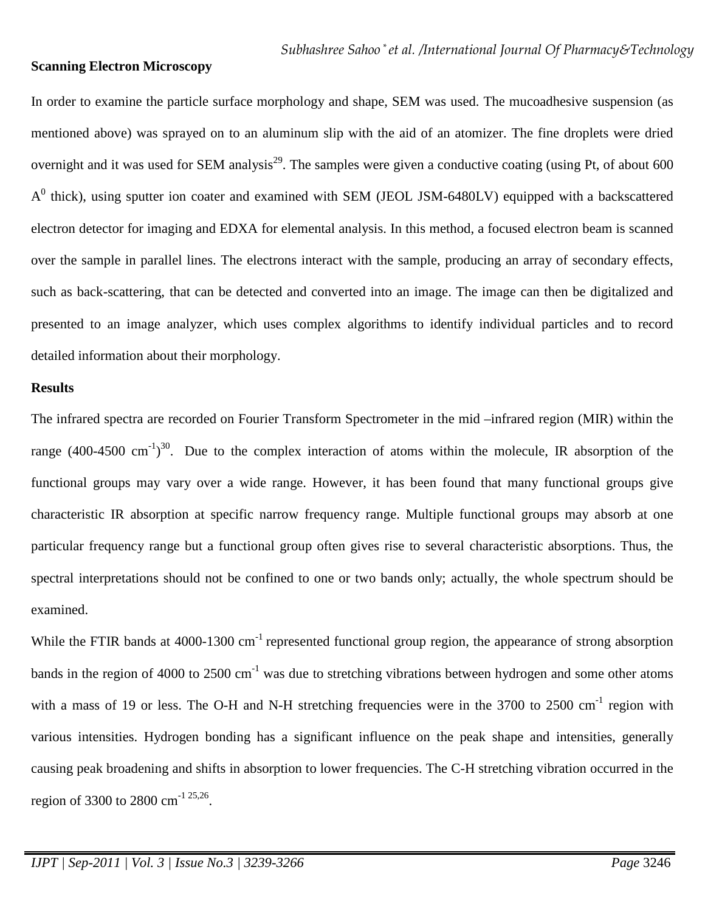**Scanning Electron Microscopy**

In order to examine the particle surface morphology and shape, SEM was used. The mucoadhesive suspension (as mentioned above) was sprayed on to an aluminum slip with the aid of an atomizer. The fine droplets were dried overnight and it was used for SEM analysis[29]. The samples were given a conductive coating (using Pt, of about 600 $A^0$ thick), using sputter ion coater and examined with SEM (JEOL JSM-6480LV) equipped with a backscattered electron detector for imaging and EDXA for elemental analysis. In this method, a focused electron beam is scanned over the sample in parallel lines. The electrons interact with the sample, producing an array of secondary effects, such as back-scattering, that can be detected and converted into an image. The image can then be digitalized and presented to an image analyzer, which uses complex algorithms to identify individual particles and to record detailed information about their morphology.

**Results**

The infrared spectra are recorded on Fourier Transform Spectrometer in the mid –infrared region (MIR) within the range (400-4500 $cm^{-1}$)[30]. Due to the complex interaction of atoms within the molecule, IR absorption of the functional groups may vary over a wide range. However, it has been found that many functional groups give characteristic IR absorption at specific narrow frequency range. Multiple functional groups may absorb at one particular frequency range but a functional group often gives rise to several characteristic absorptions. Thus, the spectral interpretations should not be confined to one or two bands only; actually, the whole spectrum should be examined.

While the FTIR bands at 4000-1300 $cm^{-1}$ represented functional group region, the appearance of strong absorption bands in the region of 4000 to 2500 $cm^{-1}$ was due to stretching vibrations between hydrogen and some other atoms with a mass of 19 or less. The O-H and N-H stretching frequencies were in the 3700 to 2500 $cm^{-1}$ region with various intensities. Hydrogen bonding has a significant influence on the peak shape and intensities, generally causing peak broadening and shifts in absorption to lower frequencies. The C-H stretching vibration occurred in the region of 3300 to 2800 $cm^{-1}$ [25,26].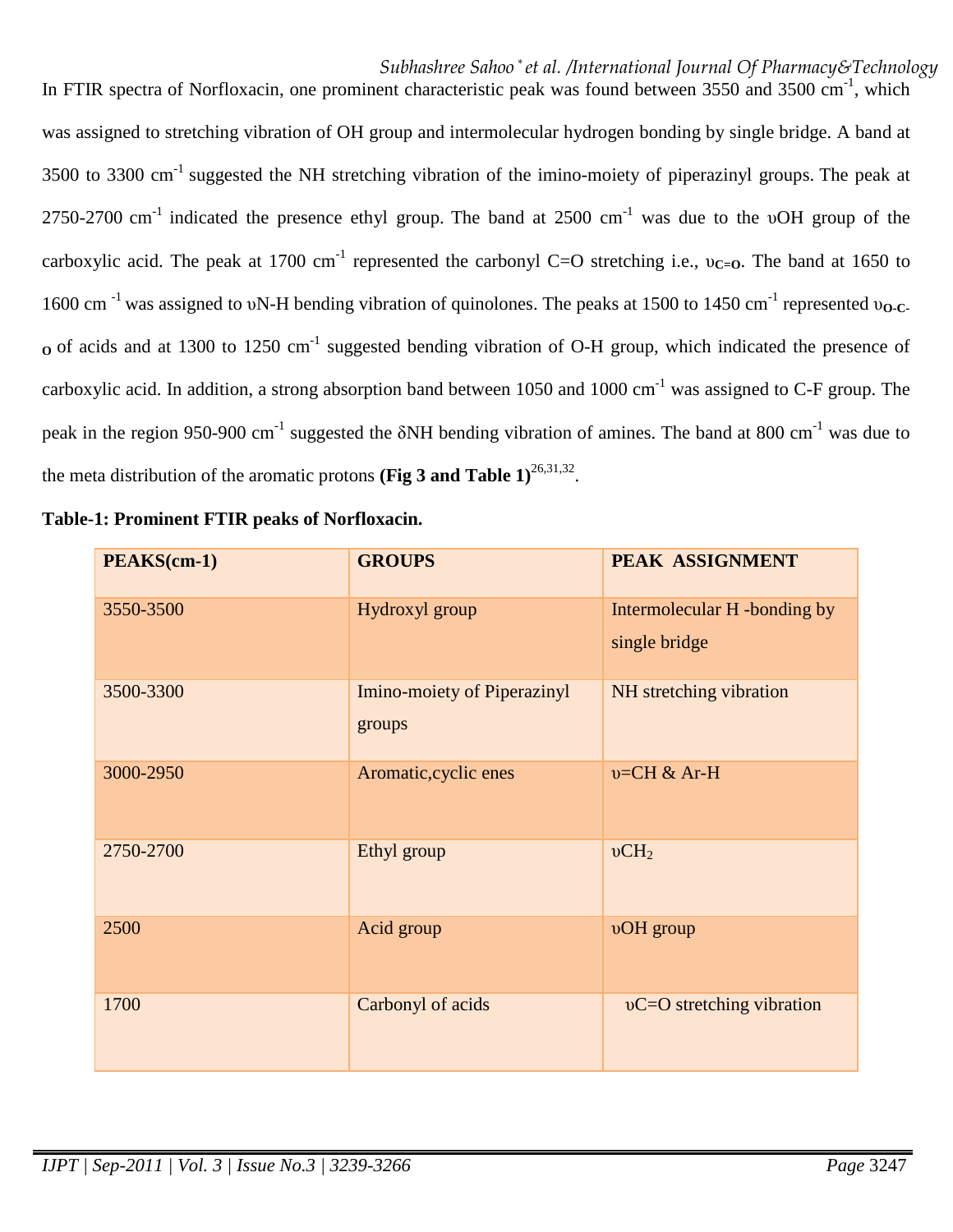In FTIR spectra of Norfloxacin, one prominent characteristic peak was found between 3550 and 3500 $cm^{-1}$, which was assigned to stretching vibration of OH group and intermolecular hydrogen bonding by single bridge. A band at 3500 to 3300 $cm^{-1}$ suggested the NH stretching vibration of the imino-moiety of piperazinyl groups. The peak at 2750-2700 $cm^{-1}$ indicated the presence ethyl group. The band at 2500 $cm^{-1}$ was due to the υOH group of the carboxylic acid. The peak at 1700 $cm^{-1}$ represented the carbonyl C=O stretching i.e., $\upsilon_{C=O}$. The band at 1650 to 1600 $cm^{-1}$ was assigned to υN-H bending vibration of quinolones. The peaks at 1500 to 1450 $cm^{-1}$ represented $\upsilon_{O-C-O}$ of acids and at 1300 to 1250 $cm^{-1}$ suggested bending vibration of O-H group, which indicated the presence of carboxylic acid. In addition, a strong absorption band between 1050 and 1000 $cm^{-1}$ was assigned to C-F group. The peak in the region 950-900 $cm^{-1}$ suggested the δNH bending vibration of amines. The band at 800 $cm^{-1}$ was due to the meta distribution of the aromatic protons **(Fig 3 and Table 1)**[26,31,32].

**Table-1: Prominent FTIR peaks of Norfloxacin.**

| PEAKS(cm-1) | GROUPS | PEAK ASSIGNMENT |
|---|---|---|
| 3550-3500 | Hydroxyl group | Intermolecular H -bonding by single bridge |
| 3500-3300 | Imino-moiety of Piperazinyl groups | NH stretching vibration |
| 3000-2950 | Aromatic,cyclic enes | υ=CH & Ar-H |
| 2750-2700 | Ethyl group | $\upsilon CH_2$ |
| 2500 | Acid group | υOH group |
| 1700 | Carbonyl of acids | υC=O stretching vibration |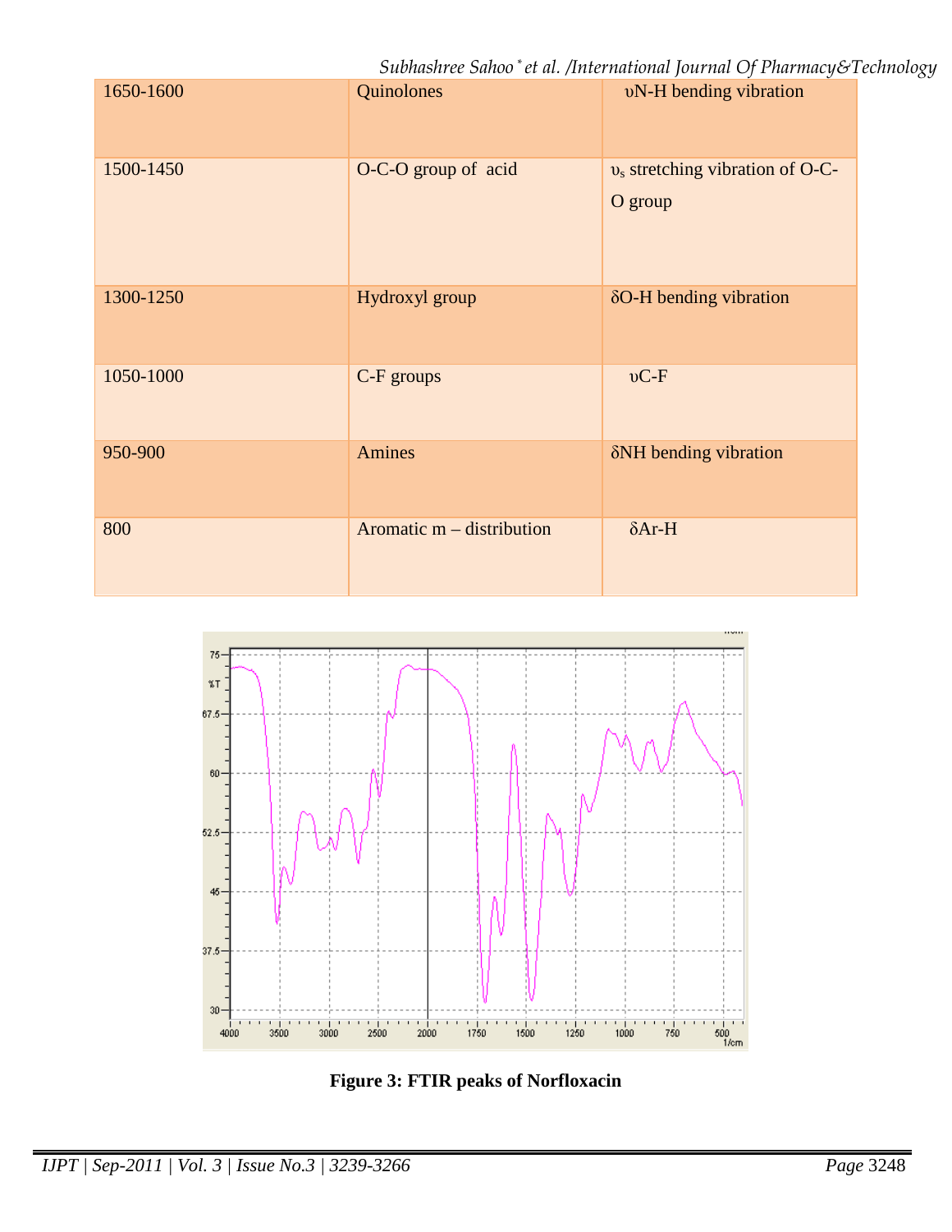| 1650-1600 | Quinolones | υN-H bending vibration |
| --- | --- | --- |
| 1500-1450 | O-C-O group of acid | $υ_s$ stretching vibration of O-C-O group |
| 1300-1250 | Hydroxyl group | δO-H bending vibration |
| 1050-1000 | C-F groups | υC-F |
| 950-900 | Amines | δNH bending vibration |
| 800 | Aromatic m – distribution | δAr-H |

**Figure 3: FTIR peaks of Norfloxacin**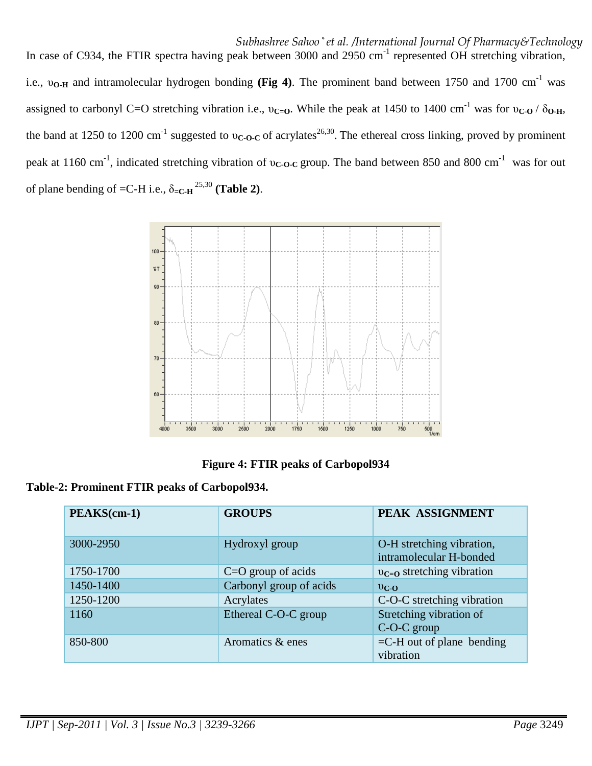In case of C934, the FTIR spectra having peak between 3000 and 2950 $cm^{-1}$ represented OH stretching vibration, i.e., $\upsilon_{O-H}$ and intramolecular hydrogen bonding **(Fig 4)**. The prominent band between 1750 and 1700 $cm^{-1}$ was assigned to carbonyl C=O stretching vibration i.e., $\upsilon_{C=O}$. While the peak at 1450 to 1400 $cm^{-1}$ was for $\upsilon_{C-O}$ / $\delta_{O-H}$, the band at 1250 to 1200 $cm^{-1}$ suggested to $\upsilon_{C-O-C}$ of acrylates[26,30]. The ethereal cross linking, proved by prominent peak at 1160 $cm^{-1}$, indicated stretching vibration of $\upsilon_{C-O-C}$ group. The band between 850 and 800 $cm^{-1}$ was for out of plane bending of =C-H i.e., $\delta_{=C-H}$ [25,30] **(Table 2)**.

**Figure 4: FTIR peaks of Carbopol934**

**Table-2: Prominent FTIR peaks of Carbopol934.**

| PEAKS(cm-1) | GROUPS | PEAK ASSIGNMENT |
|---|---|---|
| 3000-2950 | Hydroxyl group | O-H stretching vibration, intramolecular H-bonded |
| 1750-1700 | C=O group of acids | $\upsilon_{C=O}$ stretching vibration |
| 1450-1400 | Carbonyl group of acids | $\upsilon_{C-O}$ |
| 1250-1200 | Acrylates | C-O-C stretching vibration |
| 1160 | Ethereal C-O-C group | Stretching vibration of C-O-C group |
| 850-800 | Aromatics & enes | =C-H out of plane bending vibration |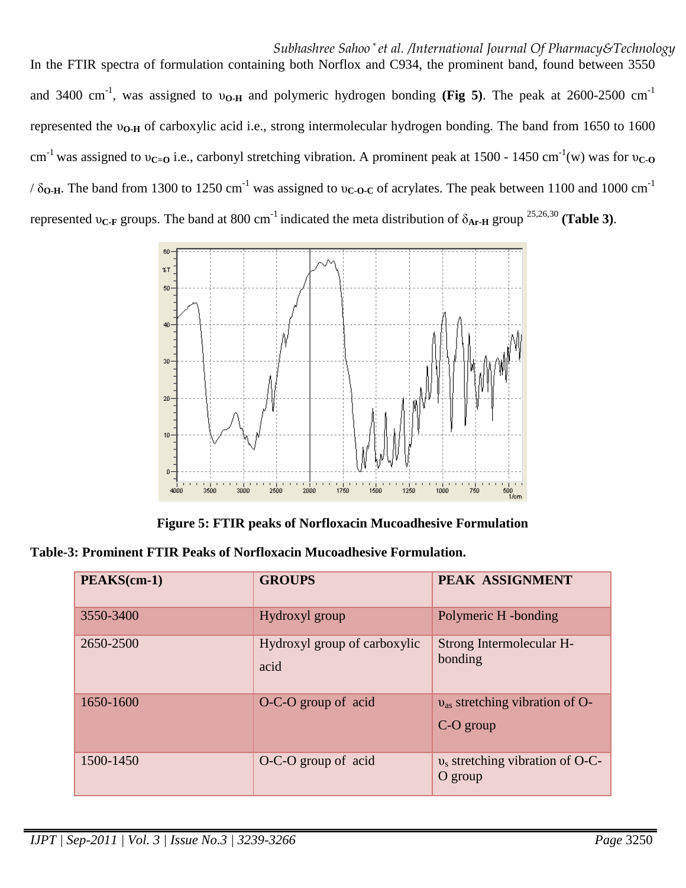In the FTIR spectra of formulation containing both Norflox and C934, the prominent band, found between 3550 and 3400 cm$^{-1}$, was assigned to $\upsilon_{O-H}$ and polymeric hydrogen bonding **(Fig 5)**. The peak at 2600-2500 cm$^{-1}$ represented the $\upsilon_{O-H}$ of carboxylic acid i.e., strong intermolecular hydrogen bonding. The band from 1650 to 1600 cm$^{-1}$ was assigned to $\upsilon_{C=O}$ i.e., carbonyl stretching vibration. A prominent peak at 1500 - 1450 cm$^{-1}$(w) was for $\upsilon_{C-O}$ / $\delta_{O-H}$. The band from 1300 to 1250 cm$^{-1}$ was assigned to $\upsilon_{C-O-C}$ of acrylates. The peak between 1100 and 1000 cm$^{-1}$ represented $\upsilon_{C-F}$ groups. The band at 800 cm$^{-1}$ indicated the meta distribution of $\delta_{Ar-H}$ group [25,26,30] **(Table 3)**.

**Figure 5: FTIR peaks of Norfloxacin Mucoadhesive Formulation**

**Table-3: Prominent FTIR Peaks of Norfloxacin Mucoadhesive Formulation.**

| PEAKS(cm-1) | GROUPS | PEAK ASSIGNMENT |
|---|---|---|
| 3550-3400 | Hydroxyl group | Polymeric H -bonding |
| 2650-2500 | Hydroxyl group of carboxylic acid | Strong Intermolecular H-bonding |
| 1650-1600 | O-C-O group of acid | $\upsilon_{as}$ stretching vibration of O-C-O group |
| 1500-1450 | O-C-O group of acid | $\upsilon_{s}$ stretching vibration of O-C-O group |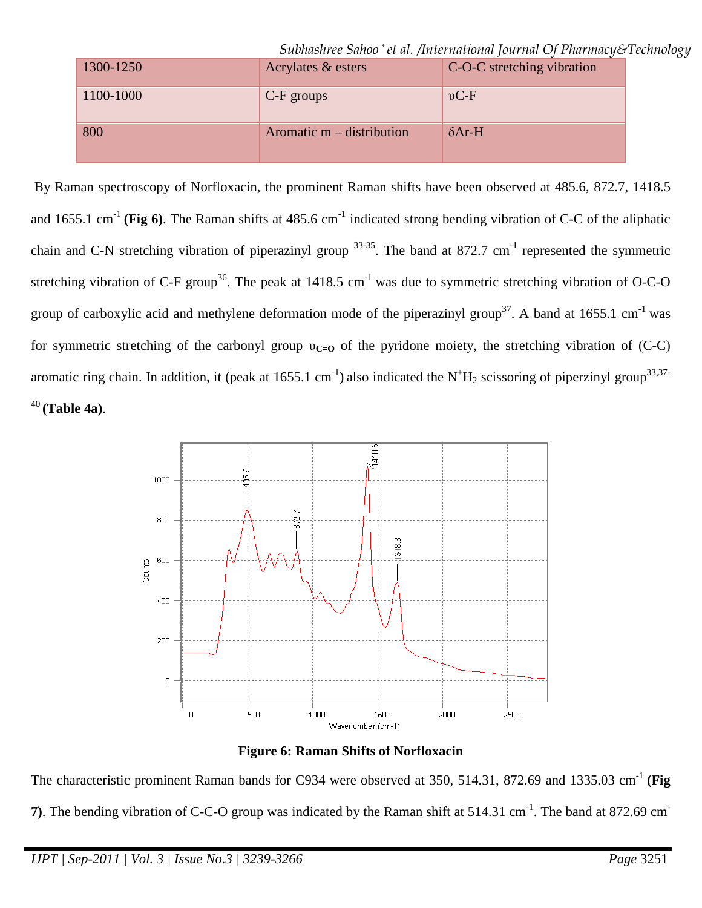| 1300-1250 | Acrylates & esters | C-O-C stretching vibration |
|---|---|---|
| 1100-1000 | C-F groups | υC-F |
| 800 | Aromatic m – distribution | δAr-H |

By Raman spectroscopy of Norfloxacin, the prominent Raman shifts have been observed at 485.6, 872.7, 1418.5 and 1655.1 cm$^{-1}$ **(Fig 6)**. The Raman shifts at 485.6 cm$^{-1}$ indicated strong bending vibration of C-C of the aliphatic chain and C-N stretching vibration of piperazinyl group [33-35]. The band at 872.7 cm$^{-1}$ represented the symmetric stretching vibration of C-F group[36]. The peak at 1418.5 cm$^{-1}$ was due to symmetric stretching vibration of O-C-O group of carboxylic acid and methylene deformation mode of the piperazinyl group[37]. A band at 1655.1 cm$^{-1}$ was for symmetric stretching of the carbonyl group $\upsilon_{C=O}$ of the pyridone moiety, the stretching vibration of (C-C) aromatic ring chain. In addition, it (peak at 1655.1 cm$^{-1}$) also indicated the $N^+H_2$ scissoring of piperzinyl group[33,37-40] **(Table 4a)**.

**Figure 6: Raman Shifts of Norfloxacin**

The characteristic prominent Raman bands for C934 were observed at 350, 514.31, 872.69 and 1335.03 cm$^{-1}$ **(Fig 7)**. The bending vibration of C-C-O group was indicated by the Raman shift at 514.31 cm$^{-1}$. The band at 872.69 cm$^{-}$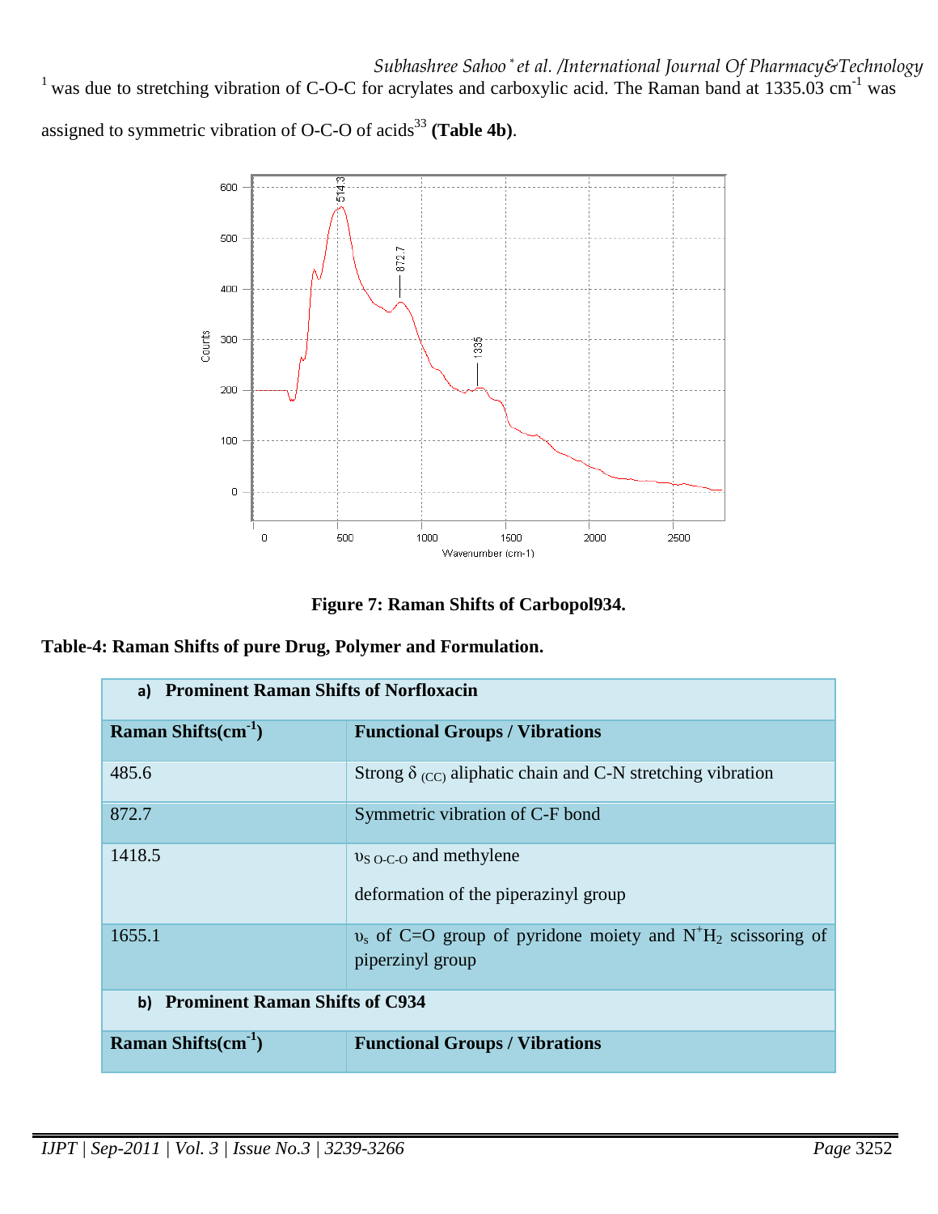[1] was due to stretching vibration of C-O-C for acrylates and carboxylic acid. The Raman band at 1335.03 $cm^{-1}$ was assigned to symmetric vibration of O-C-O of acids[33] **(Table 4b)**.

**Figure 7: Raman Shifts of Carbopol934.**

**Table-4: Raman Shifts of pure Drug, Polymer and Formulation.**

| **a) Prominent Raman Shifts of Norfloxacin** | |
|---|---|
| **Raman Shifts($cm^{-1}$)** | **Functional Groups / Vibrations** |
| 485.6 | Strong $\delta_{(CC)}$ aliphatic chain and C-N stretching vibration |
| 872.7 | Symmetric vibration of C-F bond |
| 1418.5 | $\upsilon_{S\ O\text{-}C\text{-}O}$ and methylene deformation of the piperazinyl group |
| 1655.1 | $\upsilon_s$ of C=O group of pyridone moiety and $N^+H_2$ scissoring of piperzinyl group |
| **b) Prominent Raman Shifts of C934** | |
| **Raman Shifts($cm^{-1}$)** | **Functional Groups / Vibrations** |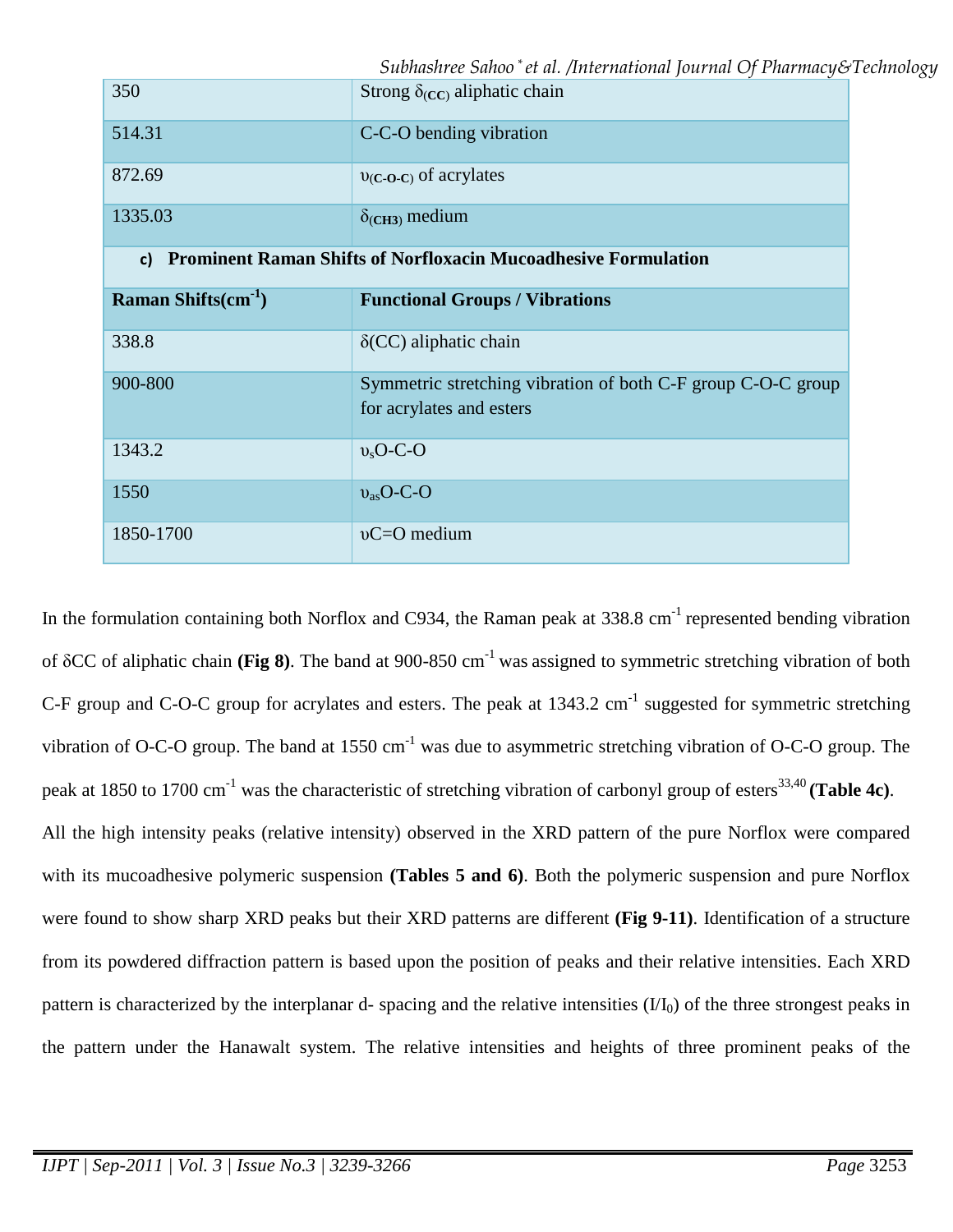| | |
|---|---|
| 350 | Strong $\delta_{(CC)}$ aliphatic chain |
| 514.31 | C-C-O bending vibration |
| 872.69 | $\upsilon_{(C\text{-}O\text{-}C)}$ of acrylates |
| 1335.03 | $\delta_{(CH3)}$ medium |

**c) Prominent Raman Shifts of Norfloxacin Mucoadhesive Formulation**

| Raman Shifts($cm^{-1}$) | Functional Groups / Vibrations |
|---|---|
| 338.8 | δ(CC) aliphatic chain |
| 900-800 | Symmetric stretching vibration of both C-F group C-O-C group for acrylates and esters |
| 1343.2 | $\upsilon_s$O-C-O |
| 1550 | $\upsilon_{as}$O-C-O |
| 1850-1700 | υC=O medium |

In the formulation containing both Norflox and C934, the Raman peak at 338.8 $cm^{-1}$ represented bending vibration of δCC of aliphatic chain **(Fig 8)**. The band at 900-850 $cm^{-1}$ was assigned to symmetric stretching vibration of both C-F group and C-O-C group for acrylates and esters. The peak at 1343.2 $cm^{-1}$ suggested for symmetric stretching vibration of O-C-O group. The band at 1550 $cm^{-1}$ was due to asymmetric stretching vibration of O-C-O group. The peak at 1850 to 1700 $cm^{-1}$ was the characteristic of stretching vibration of carbonyl group of esters[33,40] **(Table 4c)**.

All the high intensity peaks (relative intensity) observed in the XRD pattern of the pure Norflox were compared with its mucoadhesive polymeric suspension **(Tables 5 and 6)**. Both the polymeric suspension and pure Norflox were found to show sharp XRD peaks but their XRD patterns are different **(Fig 9-11)**. Identification of a structure from its powdered diffraction pattern is based upon the position of peaks and their relative intensities. Each XRD pattern is characterized by the interplanar d- spacing and the relative intensities ($I/I_0$) of the three strongest peaks in the pattern under the Hanawalt system. The relative intensities and heights of three prominent peaks of the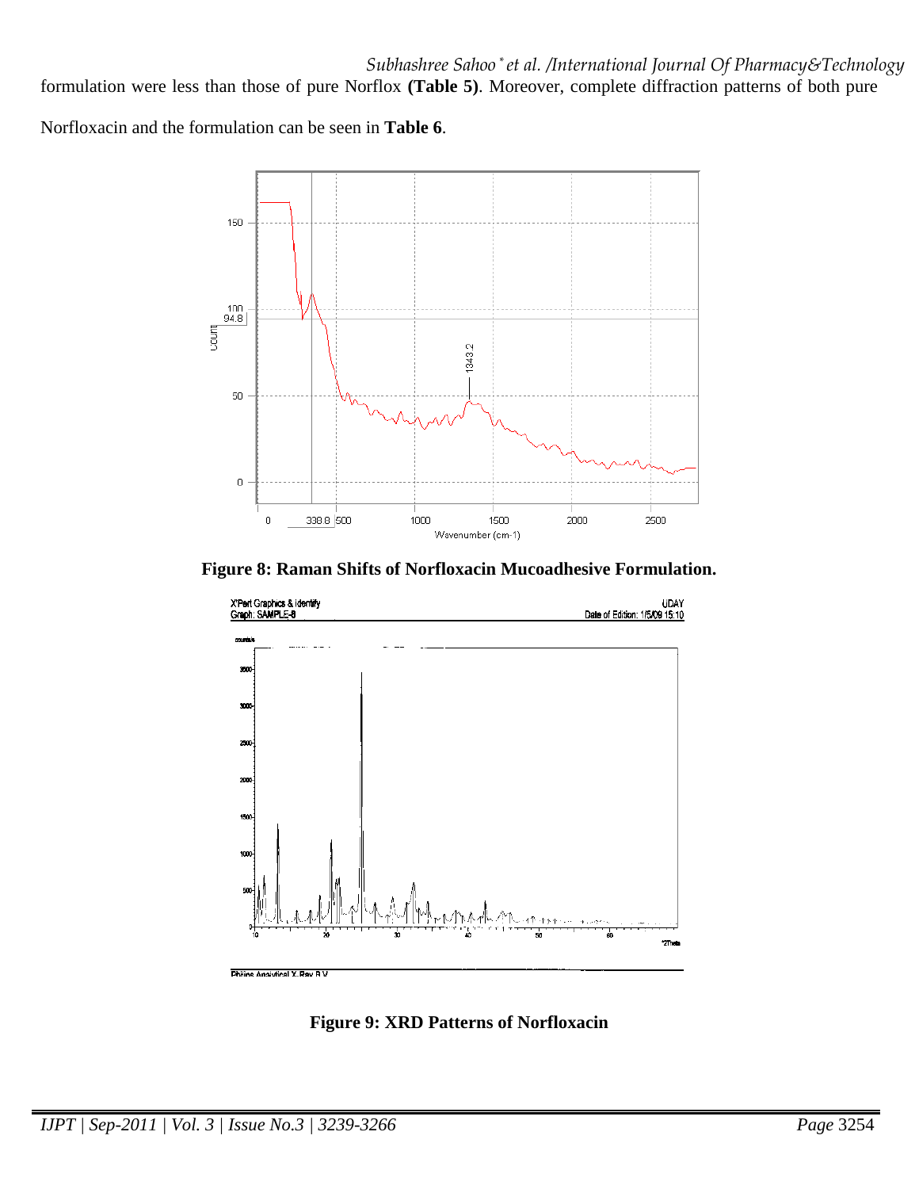formulation were less than those of pure Norflox **(Table 5)**. Moreover, complete diffraction patterns of both pure Norfloxacin and the formulation can be seen in **Table 6**.

**Figure 8: Raman Shifts of Norfloxacin Mucoadhesive Formulation.**

**Figure 9: XRD Patterns of Norfloxacin**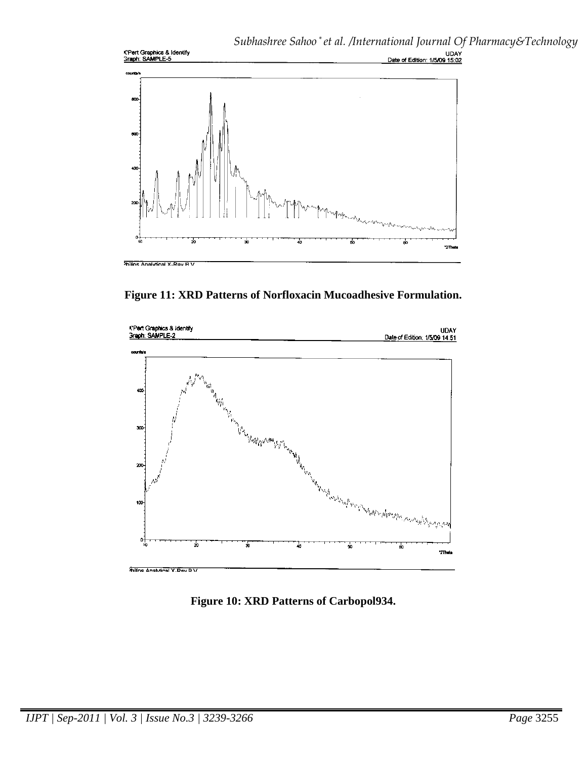Figure 11: XRD Patterns of Norfloxacin Mucoadhesive Formulation.

Figure 10: XRD Patterns of Carbopol934.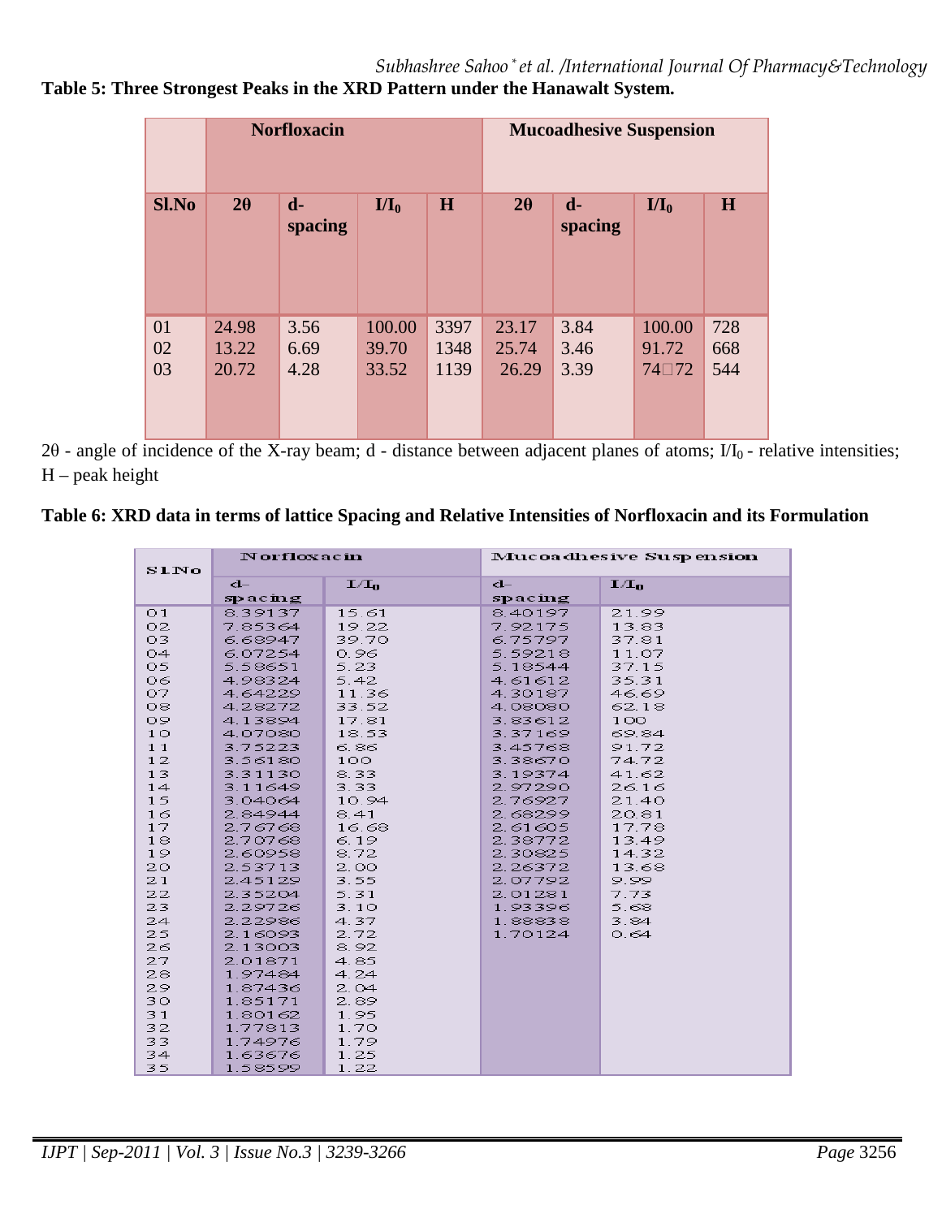**Table 5: Three Strongest Peaks in the XRD Pattern under the Hanawalt System.**

| | Norfloxacin | | | | Mucoadhesive Suspension | | | |
|---|---|---|---|---|---|---|---|---|
| Sl.No | 2θ | d-spacing | $I/I_0$ | H | 2θ | d-spacing | $I/I_0$ | H |
| 01 | 24.98 | 3.56 | 100.00 | 3397 | 23.17 | 3.84 | 100.00 | 728 |
| 02 | 13.22 | 6.69 | 39.70 | 1348 | 25.74 | 3.46 | 91.72 | 668 |
| 03 | 20.72 | 4.28 | 33.52 | 1139 | 26.29 | 3.39 | 74□72 | 544 |

2θ - angle of incidence of the X-ray beam; d - distance between adjacent planes of atoms; $I/I_0$ - relative intensities; H – peak height

**Table 6: XRD data in terms of lattice Spacing and Relative Intensities of Norfloxacin and its Formulation**

| Sl.No | Norfloxacin | | Mucoadhesive Suspension | |
|---|---|---|---|---|
| | d-spacing | $I/I_0$ | d-spacing | $I/I_0$ |
| 01 | 8.39137 | 15.61 | 8.40197 | 21.99 |
| 02 | 7.85364 | 19.22 | 7.92175 | 13.83 |
| 03 | 6.68947 | 39.70 | 6.75797 | 37.81 |
| 04 | 6.07254 | 0.96 | 5.59218 | 11.07 |
| 05 | 5.58651 | 5.23 | 5.18544 | 37.15 |
| 06 | 4.98324 | 5.42 | 4.61612 | 35.31 |
| 07 | 4.64229 | 11.36 | 4.30187 | 46.69 |
| 08 | 4.28272 | 33.52 | 4.08080 | 62.18 |
| 09 | 4.13894 | 17.81 | 3.83612 | 100 |
| 10 | 4.07080 | 18.53 | 3.37169 | 69.84 |
| 11 | 3.75223 | 6.86 | 3.45768 | 91.72 |
| 12 | 3.56180 | 100 | 3.38670 | 74.72 |
| 13 | 3.31130 | 8.33 | 3.19374 | 41.62 |
| 14 | 3.11649 | 3.33 | 2.97290 | 26.16 |
| 15 | 3.04064 | 10.94 | 2.76927 | 21.40 |
| 16 | 2.84944 | 8.41 | 2.68299 | 20.81 |
| 17 | 2.76768 | 16.68 | 2.61605 | 17.78 |
| 18 | 2.70768 | 6.19 | 2.38772 | 13.49 |
| 19 | 2.60958 | 8.72 | 2.30825 | 14.32 |
| 20 | 2.53713 | 2.00 | 2.26372 | 13.68 |
| 21 | 2.45129 | 3.55 | 2.07792 | 9.99 |
| 22 | 2.35204 | 5.31 | 2.01281 | 7.73 |
| 23 | 2.29726 | 3.10 | 1.93396 | 5.68 |
| 24 | 2.22986 | 4.37 | 1.88838 | 3.84 |
| 25 | 2.16093 | 2.72 | 1.70124 | 0.64 |
| 26 | 2.13003 | 8.92 | | |
| 27 | 2.01871 | 4.85 | | |
| 28 | 1.97484 | 4.24 | | |
| 29 | 1.87436 | 2.04 | | |
| 30 | 1.85171 | 2.89 | | |
| 31 | 1.80162 | 1.95 | | |
| 32 | 1.77813 | 1.70 | | |
| 33 | 1.74976 | 1.79 | | |
| 34 | 1.63676 | 1.25 | | |
| 35 | 1.58599 | 1.22 | | |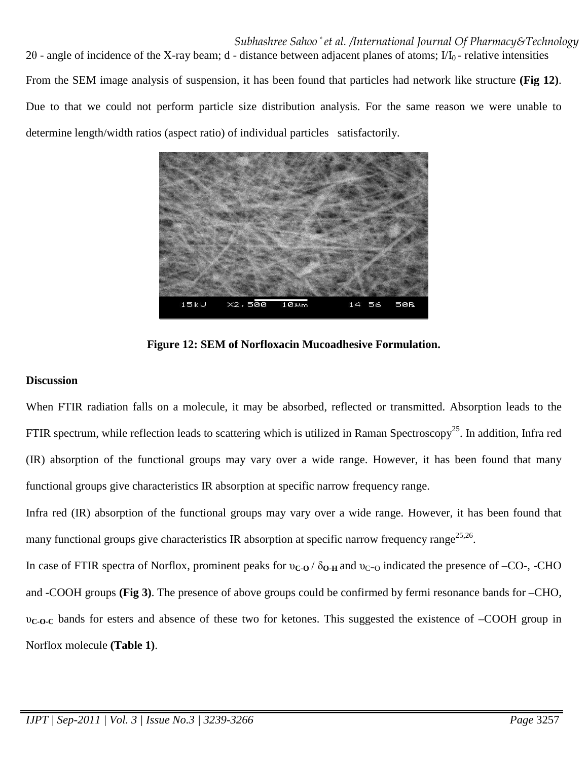$2\theta$ - angle of incidence of the X-ray beam; d - distance between adjacent planes of atoms; $I/I_0$ - relative intensities

From the SEM image analysis of suspension, it has been found that particles had network like structure **(Fig 12)**. Due to that we could not perform particle size distribution analysis. For the same reason we were unable to determine length/width ratios (aspect ratio) of individual particles satisfactorily.

**Figure 12: SEM of Norfloxacin Mucoadhesive Formulation.**

**Discussion**

When FTIR radiation falls on a molecule, it may be absorbed, reflected or transmitted. Absorption leads to the FTIR spectrum, while reflection leads to scattering which is utilized in Raman Spectroscopy[25]. In addition, Infra red (IR) absorption of the functional groups may vary over a wide range. However, it has been found that many functional groups give characteristics IR absorption at specific narrow frequency range.

Infra red (IR) absorption of the functional groups may vary over a wide range. However, it has been found that many functional groups give characteristics IR absorption at specific narrow frequency range[25,26].

In case of FTIR spectra of Norflox, prominent peaks for $\upsilon_{C\text{-}O}$ / $\delta_{O\text{-}H}$ and $\upsilon_{C=O}$ indicated the presence of –CO-, -CHO and -COOH groups **(Fig 3)**. The presence of above groups could be confirmed by fermi resonance bands for –CHO, $\upsilon_{C\text{-}O\text{-}C}$ bands for esters and absence of these two for ketones. This suggested the existence of –COOH group in Norflox molecule **(Table 1)**.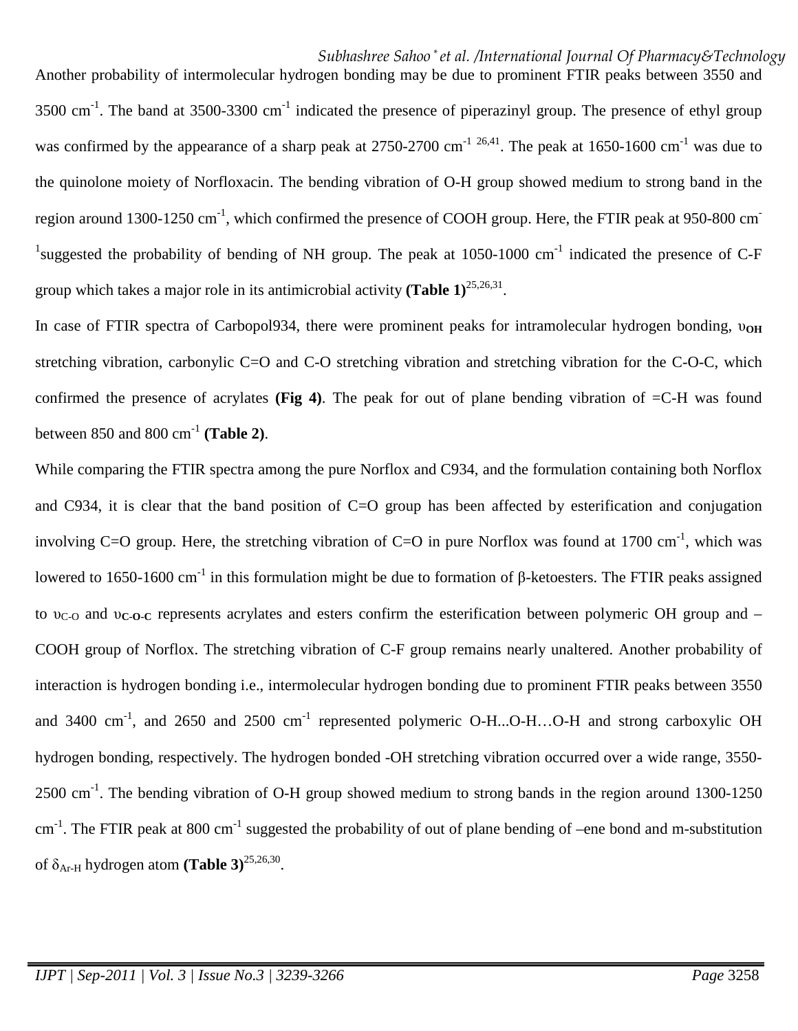Another probability of intermolecular hydrogen bonding may be due to prominent FTIR peaks between 3550 and 3500 $cm^{-1}$. The band at 3500-3300 $cm^{-1}$ indicated the presence of piperazinyl group. The presence of ethyl group was confirmed by the appearance of a sharp peak at 2750-2700 $cm^{-1}$ [26,41]. The peak at 1650-1600 $cm^{-1}$ was due to the quinolone moiety of Norfloxacin. The bending vibration of O-H group showed medium to strong band in the region around 1300-1250 $cm^{-1}$, which confirmed the presence of COOH group. Here, the FTIR peak at 950-800 $cm^{-1}$ suggested the probability of bending of NH group. The peak at 1050-1000 $cm^{-1}$ indicated the presence of C-F group which takes a major role in its antimicrobial activity **(Table 1)**[25,26,31].

In case of FTIR spectra of Carbopol934, there were prominent peaks for intramolecular hydrogen bonding, $\upsilon_{OH}$ stretching vibration, carbonylic C=O and C-O stretching vibration and stretching vibration for the C-O-C, which confirmed the presence of acrylates **(Fig 4)**. The peak for out of plane bending vibration of =C-H was found between 850 and 800 $cm^{-1}$ **(Table 2)**.

While comparing the FTIR spectra among the pure Norflox and C934, and the formulation containing both Norflox and C934, it is clear that the band position of C=O group has been affected by esterification and conjugation involving C=O group. Here, the stretching vibration of C=O in pure Norflox was found at 1700 $cm^{-1}$, which was lowered to 1650-1600 $cm^{-1}$ in this formulation might be due to formation of β-ketoesters. The FTIR peaks assigned to $\upsilon_{C-O}$ and $\upsilon_{C-O-C}$ represents acrylates and esters confirm the esterification between polymeric OH group and –COOH group of Norflox. The stretching vibration of C-F group remains nearly unaltered. Another probability of interaction is hydrogen bonding i.e., intermolecular hydrogen bonding due to prominent FTIR peaks between 3550 and 3400 $cm^{-1}$, and 2650 and 2500 $cm^{-1}$ represented polymeric O-H...O-H…O-H and strong carboxylic OH hydrogen bonding, respectively. The hydrogen bonded -OH stretching vibration occurred over a wide range, 3550-2500 $cm^{-1}$. The bending vibration of O-H group showed medium to strong bands in the region around 1300-1250 $cm^{-1}$. The FTIR peak at 800 $cm^{-1}$ suggested the probability of out of plane bending of –ene bond and m-substitution of $\delta_{Ar-H}$ hydrogen atom **(Table 3)**[25,26,30].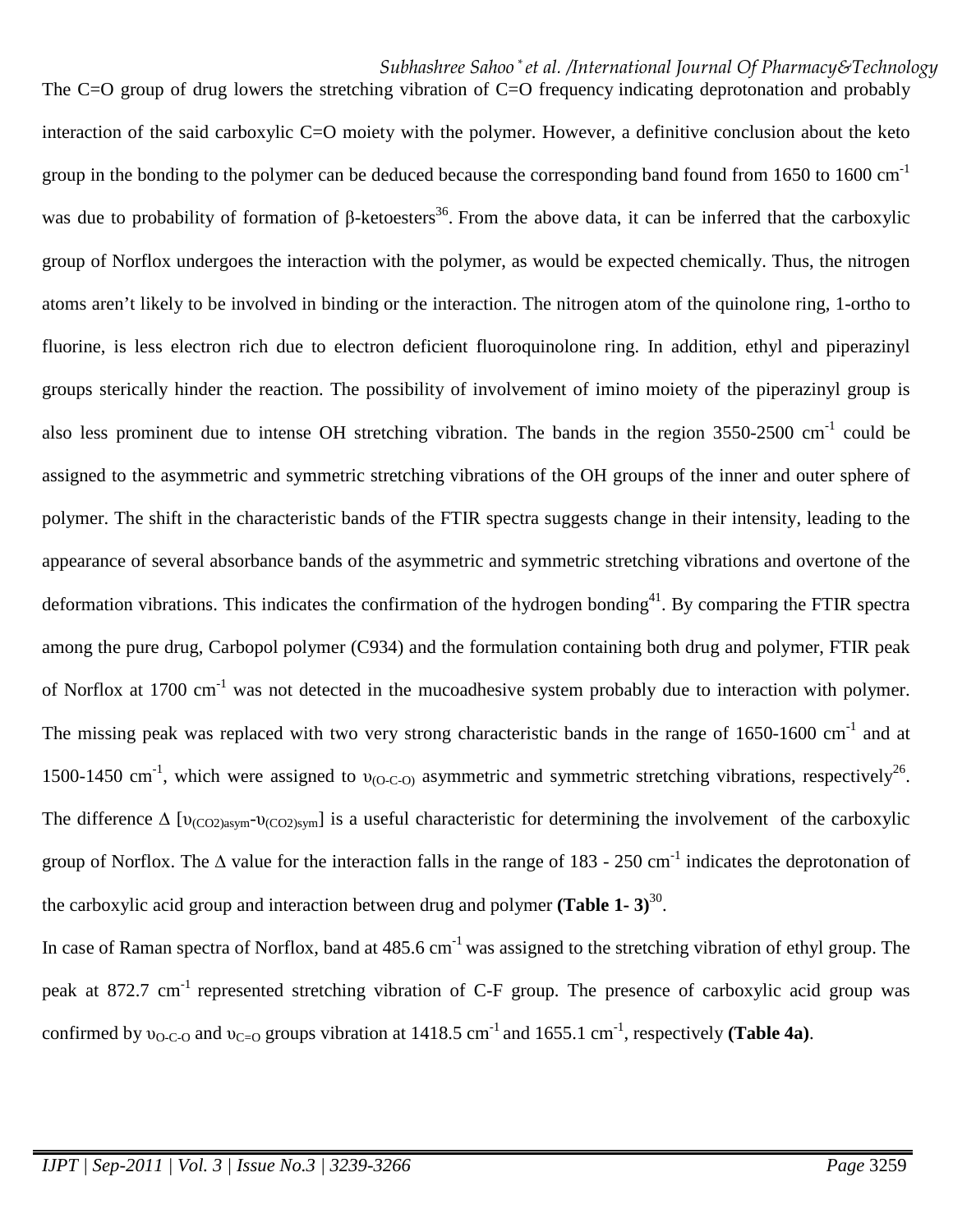The C=O group of drug lowers the stretching vibration of C=O frequency indicating deprotonation and probably interaction of the said carboxylic C=O moiety with the polymer. However, a definitive conclusion about the keto group in the bonding to the polymer can be deduced because the corresponding band found from 1650 to 1600 $cm^{-1}$ was due to probability of formation of β-ketoesters[36]. From the above data, it can be inferred that the carboxylic group of Norflox undergoes the interaction with the polymer, as would be expected chemically. Thus, the nitrogen atoms aren't likely to be involved in binding or the interaction. The nitrogen atom of the quinolone ring, 1-ortho to fluorine, is less electron rich due to electron deficient fluoroquinolone ring. In addition, ethyl and piperazinyl groups sterically hinder the reaction. The possibility of involvement of imino moiety of the piperazinyl group is also less prominent due to intense OH stretching vibration. The bands in the region 3550-2500 $cm^{-1}$ could be assigned to the asymmetric and symmetric stretching vibrations of the OH groups of the inner and outer sphere of polymer. The shift in the characteristic bands of the FTIR spectra suggests change in their intensity, leading to the appearance of several absorbance bands of the asymmetric and symmetric stretching vibrations and overtone of the deformation vibrations. This indicates the confirmation of the hydrogen bonding[41]. By comparing the FTIR spectra among the pure drug, Carbopol polymer (C934) and the formulation containing both drug and polymer, FTIR peak of Norflox at 1700 $cm^{-1}$ was not detected in the mucoadhesive system probably due to interaction with polymer. The missing peak was replaced with two very strong characteristic bands in the range of 1650-1600 $cm^{-1}$ and at 1500-1450 $cm^{-1}$, which were assigned to $\upsilon_{(O-C-O)}$ asymmetric and symmetric stretching vibrations, respectively[26]. The difference $\Delta$ [$\upsilon_{(CO2)asym}$-$\upsilon_{(CO2)sym}$] is a useful characteristic for determining the involvement of the carboxylic group of Norflox. The $\Delta$ value for the interaction falls in the range of 183 - 250 $cm^{-1}$ indicates the deprotonation of the carboxylic acid group and interaction between drug and polymer **(Table 1- 3)**[30].

In case of Raman spectra of Norflox, band at 485.6 $cm^{-1}$ was assigned to the stretching vibration of ethyl group. The peak at 872.7 $cm^{-1}$ represented stretching vibration of C-F group. The presence of carboxylic acid group was confirmed by $\upsilon_{O-C-O}$ and $\upsilon_{C=O}$ groups vibration at 1418.5 $cm^{-1}$ and 1655.1 $cm^{-1}$, respectively **(Table 4a)**.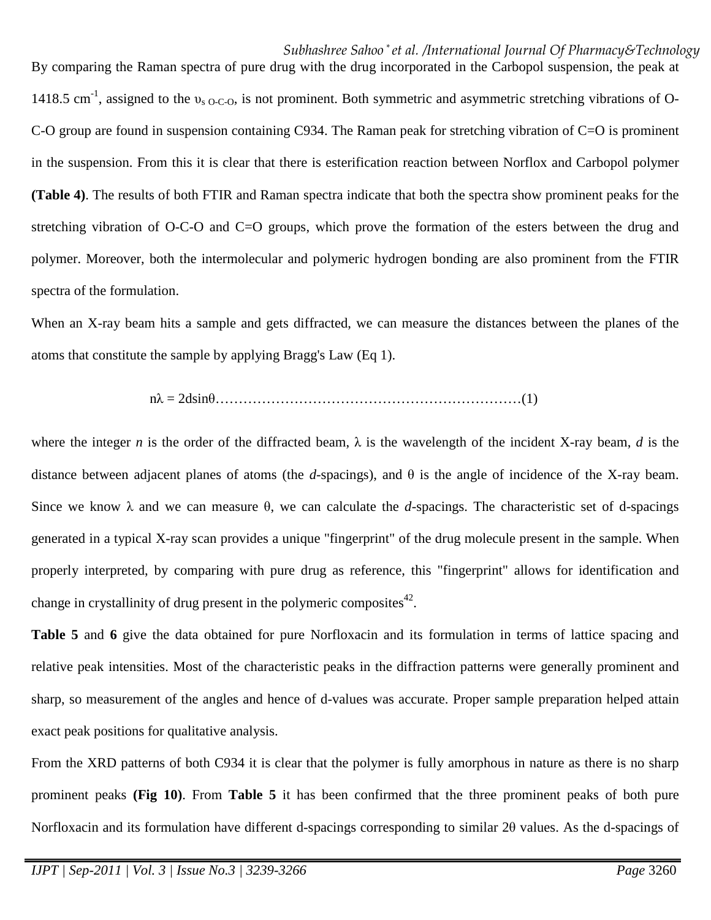By comparing the Raman spectra of pure drug with the drug incorporated in the Carbopol suspension, the peak at 1418.5 cm$^{-1}$, assigned to the $\upsilon_{s\ O\text{-}C\text{-}O}$, is not prominent. Both symmetric and asymmetric stretching vibrations of O-C-O group are found in suspension containing C934. The Raman peak for stretching vibration of C=O is prominent in the suspension. From this it is clear that there is esterification reaction between Norflox and Carbopol polymer **(Table 4)**. The results of both FTIR and Raman spectra indicate that both the spectra show prominent peaks for the stretching vibration of O-C-O and C=O groups, which prove the formation of the esters between the drug and polymer. Moreover, both the intermolecular and polymeric hydrogen bonding are also prominent from the FTIR spectra of the formulation.

When an X-ray beam hits a sample and gets diffracted, we can measure the distances between the planes of the atoms that constitute the sample by applying Bragg's Law (Eq 1).

$$n\lambda = 2d\sin\theta \qquad (1)$$

where the integer *n* is the order of the diffracted beam, $\lambda$ is the wavelength of the incident X-ray beam, *d* is the distance between adjacent planes of atoms (the *d*-spacings), and $\theta$ is the angle of incidence of the X-ray beam. Since we know $\lambda$ and we can measure $\theta$, we can calculate the *d*-spacings. The characteristic set of d-spacings generated in a typical X-ray scan provides a unique "fingerprint" of the drug molecule present in the sample. When properly interpreted, by comparing with pure drug as reference, this "fingerprint" allows for identification and change in crystallinity of drug present in the polymeric composites[42].

**Table 5** and **6** give the data obtained for pure Norfloxacin and its formulation in terms of lattice spacing and relative peak intensities. Most of the characteristic peaks in the diffraction patterns were generally prominent and sharp, so measurement of the angles and hence of d-values was accurate. Proper sample preparation helped attain exact peak positions for qualitative analysis.

From the XRD patterns of both C934 it is clear that the polymer is fully amorphous in nature as there is no sharp prominent peaks **(Fig 10)**. From **Table 5** it has been confirmed that the three prominent peaks of both pure Norfloxacin and its formulation have different d-spacings corresponding to similar 2$\theta$ values. As the d-spacings of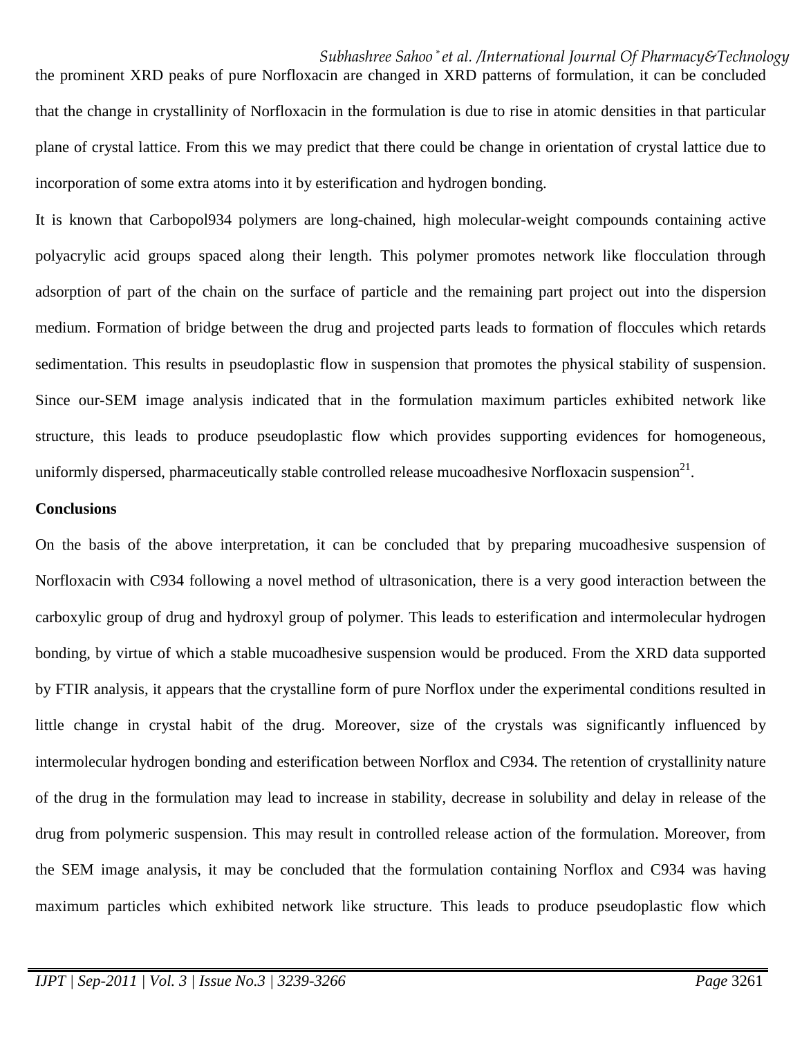the prominent XRD peaks of pure Norfloxacin are changed in XRD patterns of formulation, it can be concluded that the change in crystallinity of Norfloxacin in the formulation is due to rise in atomic densities in that particular plane of crystal lattice. From this we may predict that there could be change in orientation of crystal lattice due to incorporation of some extra atoms into it by esterification and hydrogen bonding.

It is known that Carbopol934 polymers are long-chained, high molecular-weight compounds containing active polyacrylic acid groups spaced along their length. This polymer promotes network like flocculation through adsorption of part of the chain on the surface of particle and the remaining part project out into the dispersion medium. Formation of bridge between the drug and projected parts leads to formation of floccules which retards sedimentation. This results in pseudoplastic flow in suspension that promotes the physical stability of suspension. Since our-SEM image analysis indicated that in the formulation maximum particles exhibited network like structure, this leads to produce pseudoplastic flow which provides supporting evidences for homogeneous, uniformly dispersed, pharmaceutically stable controlled release mucoadhesive Norfloxacin suspension[21].

**Conclusions**

On the basis of the above interpretation, it can be concluded that by preparing mucoadhesive suspension of Norfloxacin with C934 following a novel method of ultrasonication, there is a very good interaction between the carboxylic group of drug and hydroxyl group of polymer. This leads to esterification and intermolecular hydrogen bonding, by virtue of which a stable mucoadhesive suspension would be produced. From the XRD data supported by FTIR analysis, it appears that the crystalline form of pure Norflox under the experimental conditions resulted in little change in crystal habit of the drug. Moreover, size of the crystals was significantly influenced by intermolecular hydrogen bonding and esterification between Norflox and C934. The retention of crystallinity nature of the drug in the formulation may lead to increase in stability, decrease in solubility and delay in release of the drug from polymeric suspension. This may result in controlled release action of the formulation. Moreover, from the SEM image analysis, it may be concluded that the formulation containing Norflox and C934 was having maximum particles which exhibited network like structure. This leads to produce pseudoplastic flow which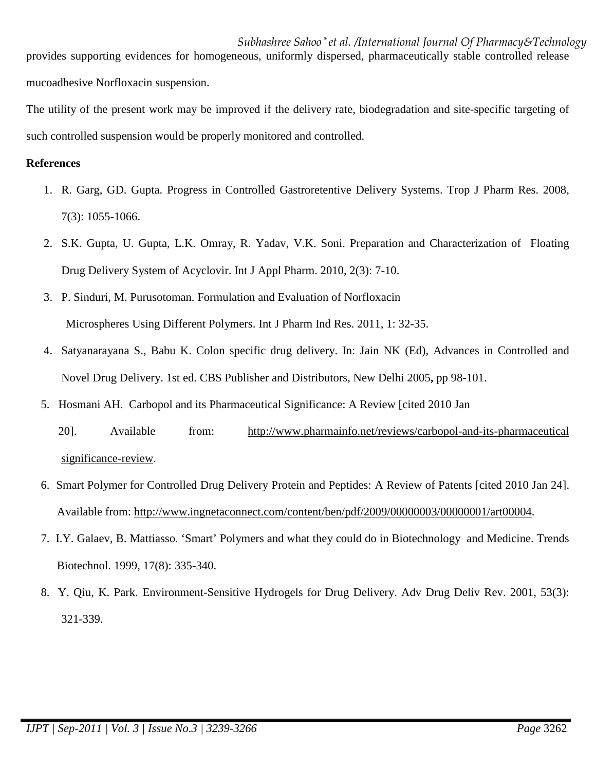provides supporting evidences for homogeneous, uniformly dispersed, pharmaceutically stable controlled release mucoadhesive Norfloxacin suspension.

The utility of the present work may be improved if the delivery rate, biodegradation and site-specific targeting of such controlled suspension would be properly monitored and controlled.

**References**

1. R. Garg, GD. Gupta. Progress in Controlled Gastroretentive Delivery Systems. Trop J Pharm Res. 2008, 7(3): 1055-1066.
2. S.K. Gupta, U. Gupta, L.K. Omray, R. Yadav, V.K. Soni. Preparation and Characterization of Floating Drug Delivery System of Acyclovir. Int J Appl Pharm. 2010, 2(3): 7-10.
3. P. Sinduri, M. Purusotoman. Formulation and Evaluation of Norfloxacin Microspheres Using Different Polymers. Int J Pharm Ind Res. 2011, 1: 32-35.
4. Satyanarayana S., Babu K. Colon specific drug delivery. In: Jain NK (Ed), Advances in Controlled and Novel Drug Delivery. 1st ed. CBS Publisher and Distributors, New Delhi 2005**,** pp 98-101.
5. Hosmani AH. Carbopol and its Pharmaceutical Significance: A Review [cited 2010 Jan 20]. Available from: http://www.pharmainfo.net/reviews/carbopol-and-its-pharmaceutical significance-review.
6. Smart Polymer for Controlled Drug Delivery Protein and Peptides: A Review of Patents [cited 2010 Jan 24]. Available from: http://www.ingnetaconnect.com/content/ben/pdf/2009/00000003/00000001/art00004.
7. I.Y. Galaev, B. Mattiasso. 'Smart' Polymers and what they could do in Biotechnology and Medicine. Trends Biotechnol. 1999, 17(8): 335-340.
8. Y. Qiu, K. Park. Environment-Sensitive Hydrogels for Drug Delivery. Adv Drug Deliv Rev. 2001, 53(3): 321-339.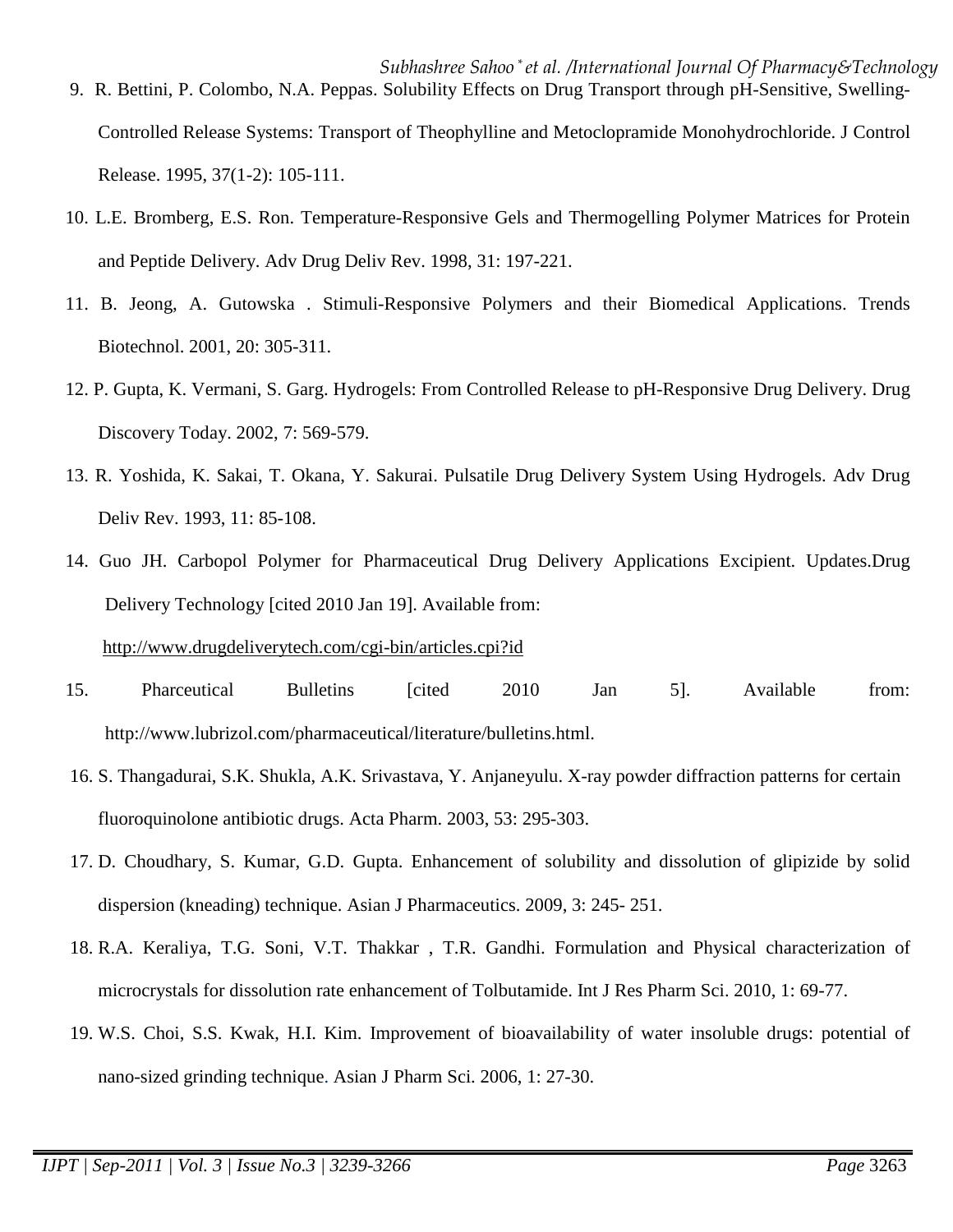9. R. Bettini, P. Colombo, N.A. Peppas. Solubility Effects on Drug Transport through pH-Sensitive, Swelling-Controlled Release Systems: Transport of Theophylline and Metoclopramide Monohydrochloride. J Control Release. 1995, 37(1-2): 105-111.

10. L.E. Bromberg, E.S. Ron. Temperature-Responsive Gels and Thermogelling Polymer Matrices for Protein and Peptide Delivery. Adv Drug Deliv Rev. 1998, 31: 197-221.

11. B. Jeong, A. Gutowska . Stimuli-Responsive Polymers and their Biomedical Applications. Trends Biotechnol. 2001, 20: 305-311.

12. P. Gupta, K. Vermani, S. Garg. Hydrogels: From Controlled Release to pH-Responsive Drug Delivery. Drug Discovery Today. 2002, 7: 569-579.

13. R. Yoshida, K. Sakai, T. Okana, Y. Sakurai. Pulsatile Drug Delivery System Using Hydrogels. Adv Drug Deliv Rev. 1993, 11: 85-108.

14. Guo JH. Carbopol Polymer for Pharmaceutical Drug Delivery Applications Excipient. Updates.Drug Delivery Technology [cited 2010 Jan 19]. Available from: http://www.drugdeliverytech.com/cgi-bin/articles.cpi?id

15. Pharceutical Bulletins [cited 2010 Jan 5]. Available from: http://www.lubrizol.com/pharmaceutical/literature/bulletins.html.

16. S. Thangadurai, S.K. Shukla, A.K. Srivastava, Y. Anjaneyulu. X-ray powder diffraction patterns for certain fluoroquinolone antibiotic drugs. Acta Pharm. 2003, 53: 295-303.

17. D. Choudhary, S. Kumar, G.D. Gupta. Enhancement of solubility and dissolution of glipizide by solid dispersion (kneading) technique. Asian J Pharmaceutics. 2009, 3: 245- 251.

18. R.A. Keraliya, T.G. Soni, V.T. Thakkar , T.R. Gandhi. Formulation and Physical characterization of microcrystals for dissolution rate enhancement of Tolbutamide. Int J Res Pharm Sci. 2010, 1: 69-77.

19. W.S. Choi, S.S. Kwak, H.I. Kim. Improvement of bioavailability of water insoluble drugs: potential of nano-sized grinding technique. Asian J Pharm Sci. 2006, 1: 27-30.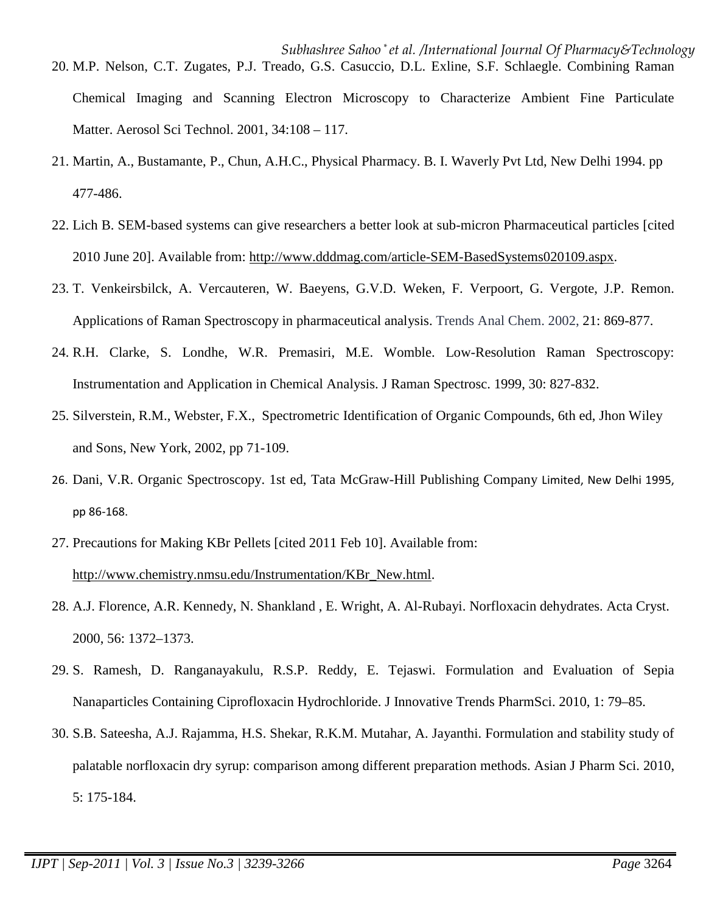20. M.P. Nelson, C.T. Zugates, P.J. Treado, G.S. Casuccio, D.L. Exline, S.F. Schlaegle. Combining Raman Chemical Imaging and Scanning Electron Microscopy to Characterize Ambient Fine Particulate Matter. Aerosol Sci Technol. 2001, 34:108 – 117.
21. Martin, A., Bustamante, P., Chun, A.H.C., Physical Pharmacy. B. I. Waverly Pvt Ltd, New Delhi 1994. pp 477-486.
22. Lich B. SEM-based systems can give researchers a better look at sub-micron Pharmaceutical particles [cited 2010 June 20]. Available from: http://www.dddmag.com/article-SEM-BasedSystems020109.aspx.
23. T. Venkeirsbilck, A. Vercauteren, W. Baeyens, G.V.D. Weken, F. Verpoort, G. Vergote, J.P. Remon. Applications of Raman Spectroscopy in pharmaceutical analysis. Trends Anal Chem. 2002, 21: 869-877.
24. R.H. Clarke, S. Londhe, W.R. Premasiri, M.E. Womble. Low-Resolution Raman Spectroscopy: Instrumentation and Application in Chemical Analysis. J Raman Spectrosc. 1999, 30: 827-832.
25. Silverstein, R.M., Webster, F.X., Spectrometric Identification of Organic Compounds, 6th ed, Jhon Wiley and Sons, New York, 2002, pp 71-109.
26. Dani, V.R. Organic Spectroscopy. 1st ed, Tata McGraw-Hill Publishing Company Limited, New Delhi 1995, pp 86-168.
27. Precautions for Making KBr Pellets [cited 2011 Feb 10]. Available from: http://www.chemistry.nmsu.edu/Instrumentation/KBr_New.html.
28. A.J. Florence, A.R. Kennedy, N. Shankland , E. Wright, A. Al-Rubayi. Norfloxacin dehydrates. Acta Cryst. 2000, 56: 1372–1373.
29. S. Ramesh, D. Ranganayakulu, R.S.P. Reddy, E. Tejaswi. Formulation and Evaluation of Sepia Nanaparticles Containing Ciprofloxacin Hydrochloride. J Innovative Trends PharmSci. 2010, 1: 79–85.
30. S.B. Sateesha, A.J. Rajamma, H.S. Shekar, R.K.M. Mutahar, A. Jayanthi. Formulation and stability study of palatable norfloxacin dry syrup: comparison among different preparation methods. Asian J Pharm Sci. 2010, 5: 175-184.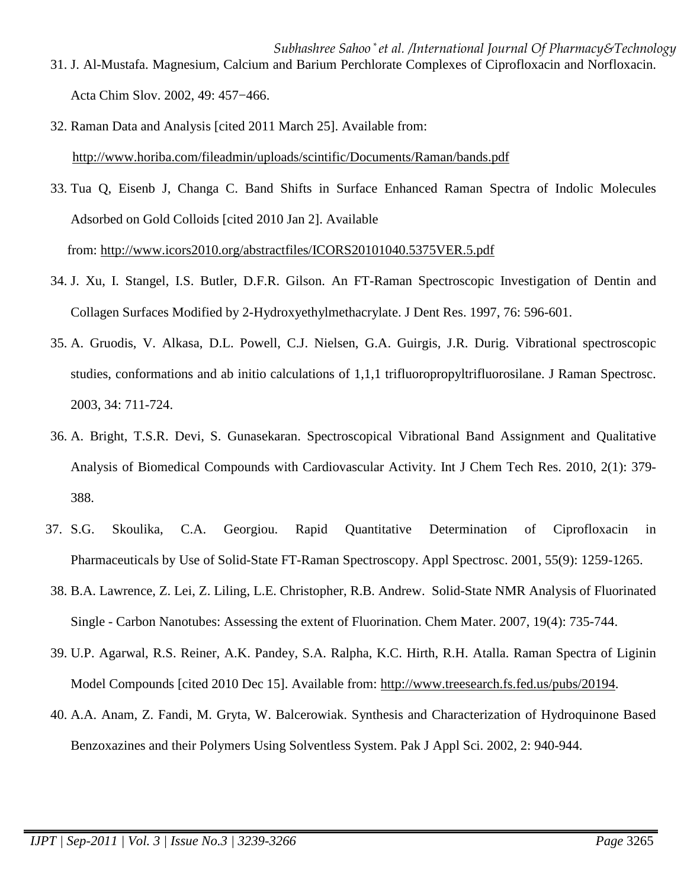31. J. Al-Mustafa. Magnesium, Calcium and Barium Perchlorate Complexes of Ciprofloxacin and Norfloxacin. Acta Chim Slov. 2002, 49: 457−466.
32. Raman Data and Analysis [cited 2011 March 25]. Available from: http://www.horiba.com/fileadmin/uploads/scintific/Documents/Raman/bands.pdf
33. Tua Q, Eisenb J, Changa C. Band Shifts in Surface Enhanced Raman Spectra of Indolic Molecules Adsorbed on Gold Colloids [cited 2010 Jan 2]. Available from: http://www.icors2010.org/abstractfiles/ICORS20101040.5375VER.5.pdf
34. J. Xu, I. Stangel, I.S. Butler, D.F.R. Gilson. An FT-Raman Spectroscopic Investigation of Dentin and Collagen Surfaces Modified by 2-Hydroxyethylmethacrylate. J Dent Res. 1997, 76: 596-601.
35. A. Gruodis, V. Alkasa, D.L. Powell, C.J. Nielsen, G.A. Guirgis, J.R. Durig. Vibrational spectroscopic studies, conformations and ab initio calculations of 1,1,1 trifluoropropyltrifluorosilane. J Raman Spectrosc. 2003, 34: 711-724.
36. A. Bright, T.S.R. Devi, S. Gunasekaran. Spectroscopical Vibrational Band Assignment and Qualitative Analysis of Biomedical Compounds with Cardiovascular Activity. Int J Chem Tech Res. 2010, 2(1): 379-388.
37. S.G. Skoulika, C.A. Georgiou. Rapid Quantitative Determination of Ciprofloxacin in Pharmaceuticals by Use of Solid-State FT-Raman Spectroscopy. Appl Spectrosc. 2001, 55(9): 1259-1265.
38. B.A. Lawrence, Z. Lei, Z. Liling, L.E. Christopher, R.B. Andrew. Solid-State NMR Analysis of Fluorinated Single - Carbon Nanotubes: Assessing the extent of Fluorination. Chem Mater. 2007, 19(4): 735-744.
39. U.P. Agarwal, R.S. Reiner, A.K. Pandey, S.A. Ralpha, K.C. Hirth, R.H. Atalla. Raman Spectra of Liginin Model Compounds [cited 2010 Dec 15]. Available from: http://www.treesearch.fs.fed.us/pubs/20194.
40. A.A. Anam, Z. Fandi, M. Gryta, W. Balcerowiak. Synthesis and Characterization of Hydroquinone Based Benzoxazines and their Polymers Using Solventless System. Pak J Appl Sci. 2002, 2: 940-944.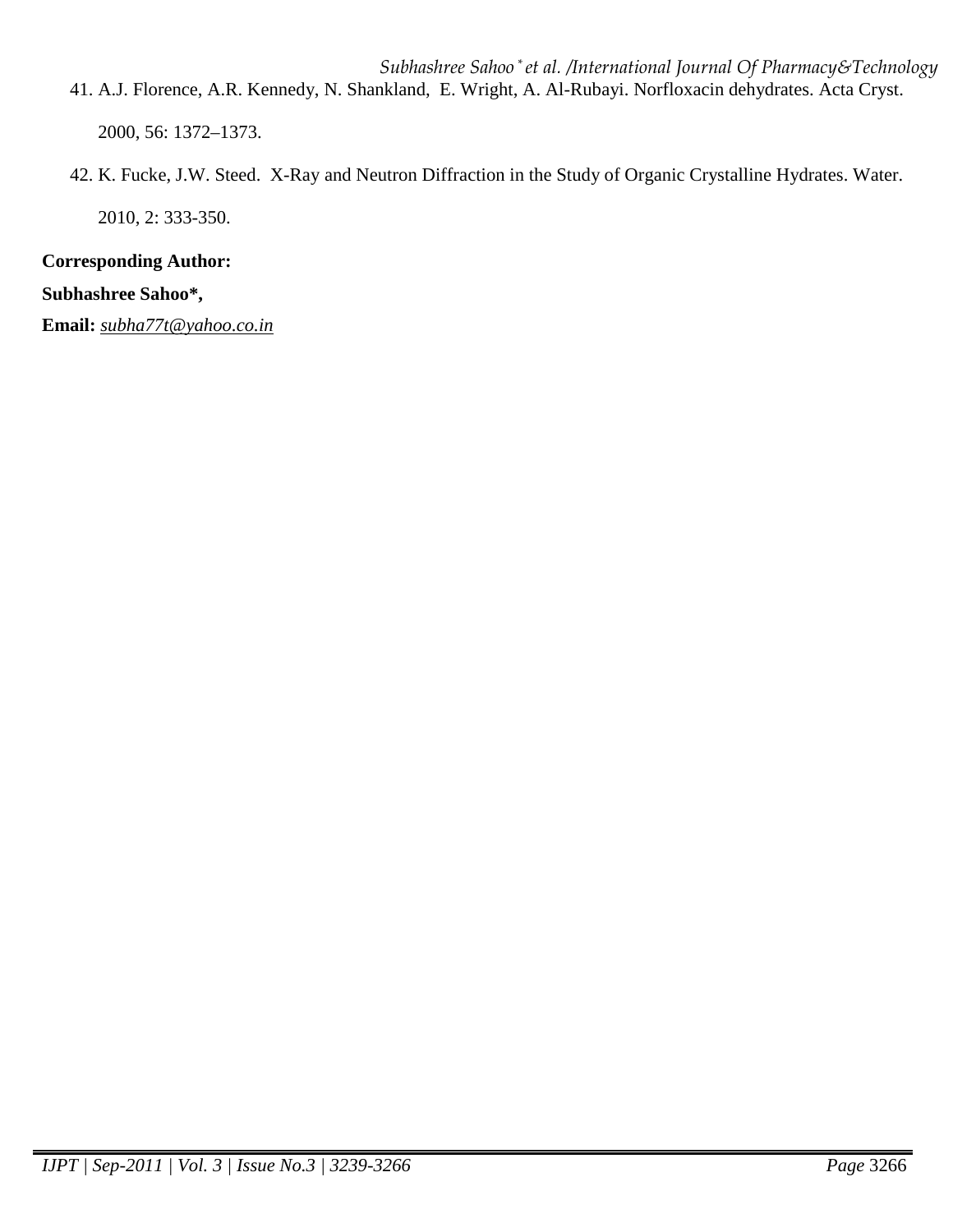41. A.J. Florence, A.R. Kennedy, N. Shankland, E. Wright, A. Al-Rubayi. Norfloxacin dehydrates. Acta Cryst. 2000, 56: 1372–1373.

42. K. Fucke, J.W. Steed. X-Ray and Neutron Diffraction in the Study of Organic Crystalline Hydrates. Water. 2010, 2: 333-350.

**Corresponding Author:**

**Subhashree Sahoo*,**

**Email:** subha77t@yahoo.co.in